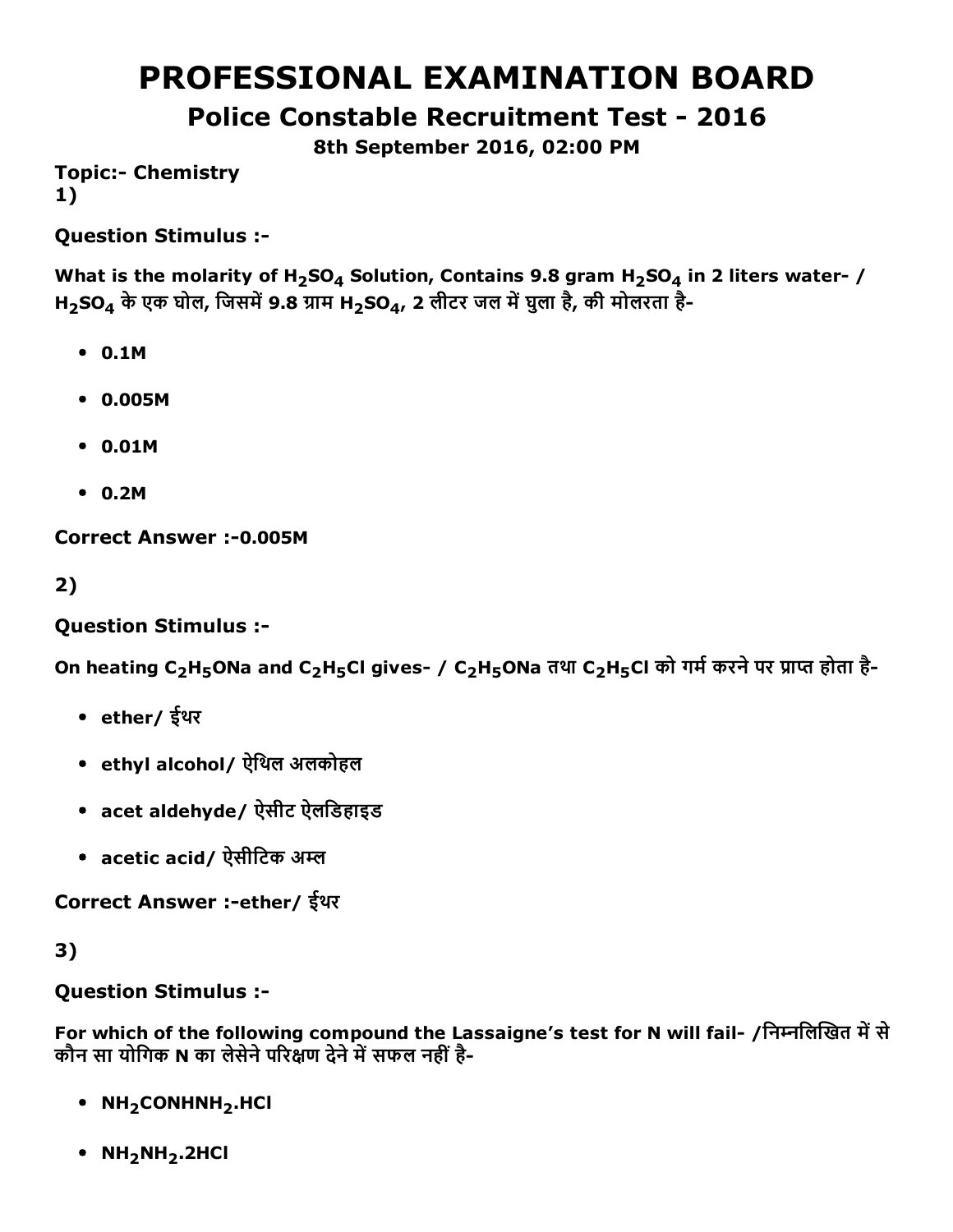# PROFESSIONAL EXAMINATION BOARD

## Police Constable Recruitment Test - 2016

**8th September 2016, 02:00 PM**

**Topic:- Chemistry**

**1)**

**Question Stimulus :-**

**What is the molarity of $H_2SO_4$ Solution, Contains 9.8 gram $H_2SO_4$ in 2 liters water- / $H_2SO_4$ के एक घोल, जिसमें 9.8 ग्राम $H_2SO_4$, 2 लीटर जल में घुला है, की मोलरता है-**

- **0.1M**
- **0.005M**
- **0.01M**
- **0.2M**

**Correct Answer :-0.005M**

**2)**

**Question Stimulus :-**

**On heating $C_2H_5ONa$ and $C_2H_5Cl$ gives- / $C_2H_5ONa$ तथा $C_2H_5Cl$ को गर्म करने पर प्राप्त होता है-**

- **ether/ ईथर**
- **ethyl alcohol/ ऐथिल अलकोहल**
- **acet aldehyde/ ऐसीट ऐलडिहाइड**
- **acetic acid/ ऐसीटिक अम्ल**

**Correct Answer :-ether/ ईथर**

**3)**

**Question Stimulus :-**

**For which of the following compound the Lassaigne's test for N will fail- /निम्नलिखित में से कौन सा योगिक N का लेसेने परिक्षण देने में सफल नहीं है-**

- **$NH_2CONHNH_2.HCl$**
- **$NH_2NH_2.2HCl$**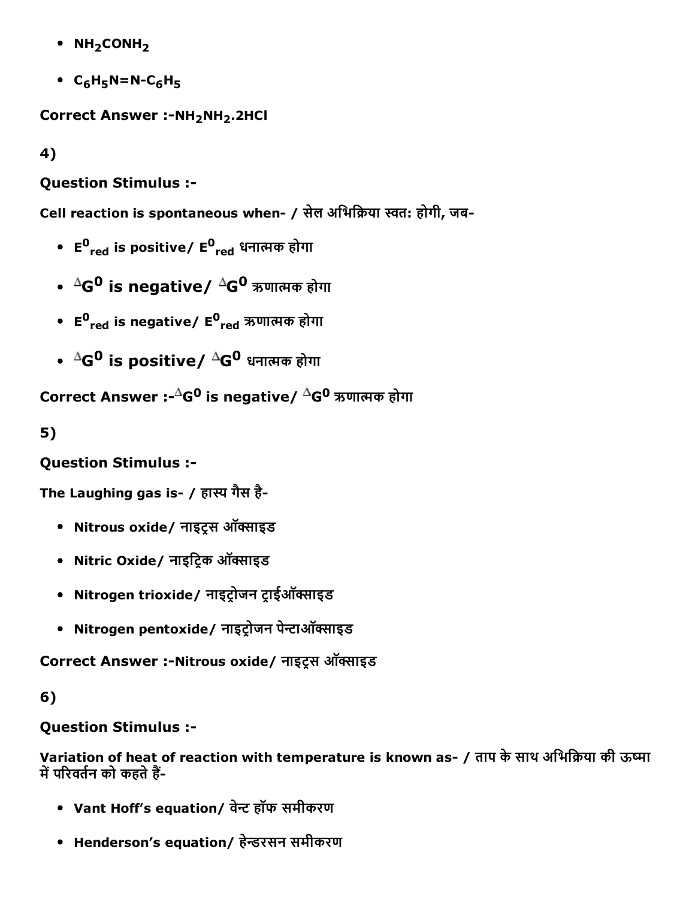- $NH_2CONH_2$
- $C_6H_5N=N-C_6H_5$

**Correct Answer :-$NH_2NH_2.2HCl$**

**4)**

**Question Stimulus :-**

**Cell reaction is spontaneous when- / सेल अभिक्रिया स्वत: होगी, जब-**

- **$E^0_{red}$ is positive/ $E^0_{red}$ धनात्मक होगा**
- **$\Delta G^0$ is negative/ $\Delta G^0$ ऋणात्मक होगा**
- **$E^0_{red}$ is negative/ $E^0_{red}$ ऋणात्मक होगा**
- **$\Delta G^0$ is positive/ $\Delta G^0$ धनात्मक होगा**

**Correct Answer :-$\Delta G^0$ is negative/ $\Delta G^0$ ऋणात्मक होगा**

**5)**

**Question Stimulus :-**

**The Laughing gas is- / हास्य गैस है-**

- **Nitrous oxide/ नाइट्रस ऑक्साइड**
- **Nitric Oxide/ नाइट्रिक ऑक्साइड**
- **Nitrogen trioxide/ नाइट्रोजन ट्राईऑक्साइड**
- **Nitrogen pentoxide/ नाइट्रोजन पेन्टाऑक्साइड**

**Correct Answer :-Nitrous oxide/ नाइट्रस ऑक्साइड**

**6)**

**Question Stimulus :-**

**Variation of heat of reaction with temperature is known as- / ताप के साथ अभिक्रिया की ऊष्मा में परिवर्तन को कहते हैं-**

- **Vant Hoff's equation/ वेन्ट हॉफ समीकरण**
- **Henderson's equation/ हेन्डरसन समीकरण**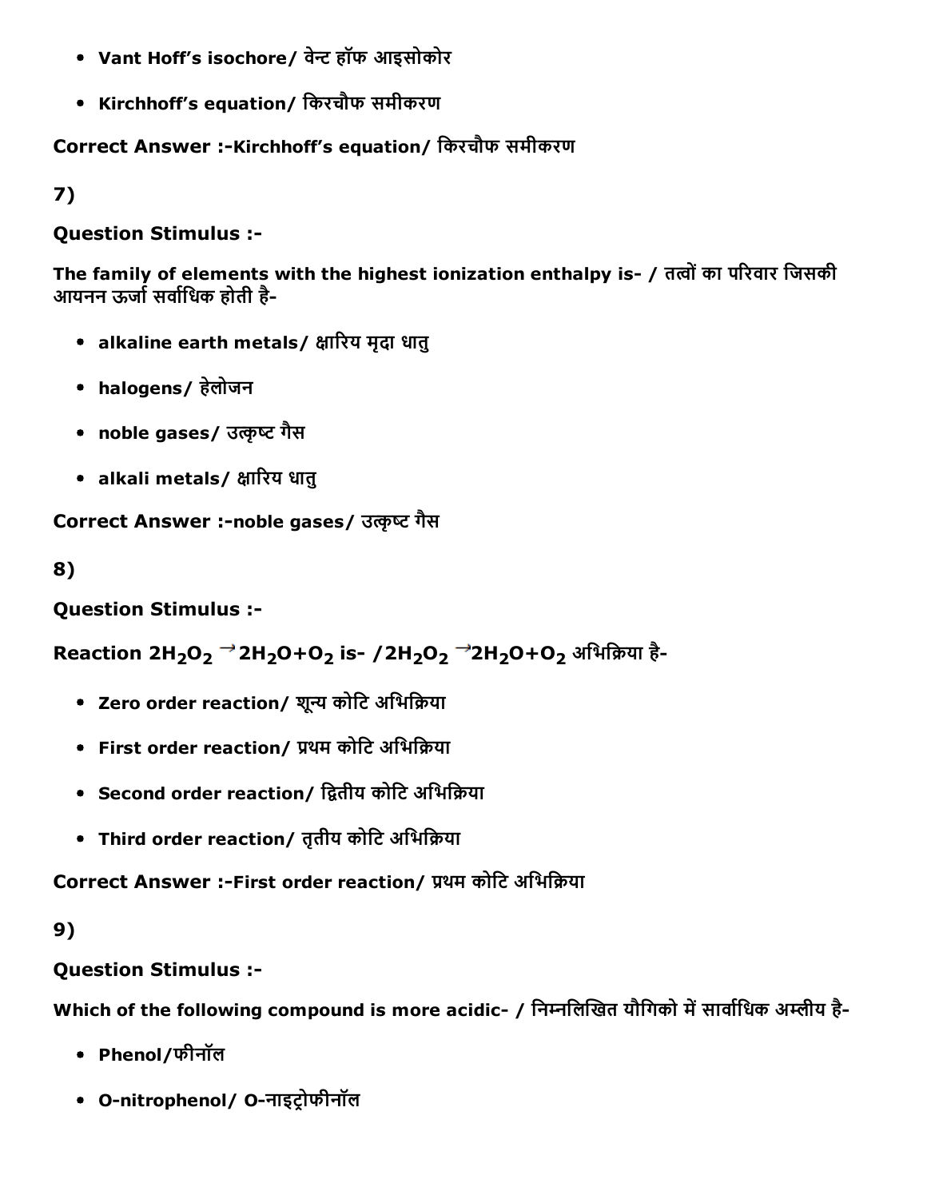- Vant Hoff's isochore/ वेन्ट हॉफ आइसोकोर
- Kirchhoff's equation/ किरचौफ समीकरण

**Correct Answer :-Kirchhoff's equation/ किरचौफ समीकरण**

**7)**

**Question Stimulus :-**

**The family of elements with the highest ionization enthalpy is- / तत्वों का परिवार जिसकी आयनन ऊर्जा सर्वाधिक होती है-**

- alkaline earth metals/ क्षारिय मृदा धातु
- halogens/ हेलोजन
- noble gases/ उत्कृष्ट गैस
- alkali metals/ क्षारिय धातु

**Correct Answer :-noble gases/ उत्कृष्ट गैस**

**8)**

**Question Stimulus :-**

**Reaction $2H_2O_2 \rightarrow 2H_2O+O_2$ is- /$2H_2O_2 \rightarrow 2H_2O+O_2$ अभिक्रिया है-**

- Zero order reaction/ शून्य कोटि अभिक्रिया
- First order reaction/ प्रथम कोटि अभिक्रिया
- Second order reaction/ द्वितीय कोटि अभिक्रिया
- Third order reaction/ तृतीय कोटि अभिक्रिया

**Correct Answer :-First order reaction/ प्रथम कोटि अभिक्रिया**

**9)**

**Question Stimulus :-**

**Which of the following compound is more acidic- / निम्नलिखित यौगिको में सार्वाधिक अम्लीय है-**

- Phenol/फीनॉल
- O-nitrophenol/ O-नाइट्रोफीनॉल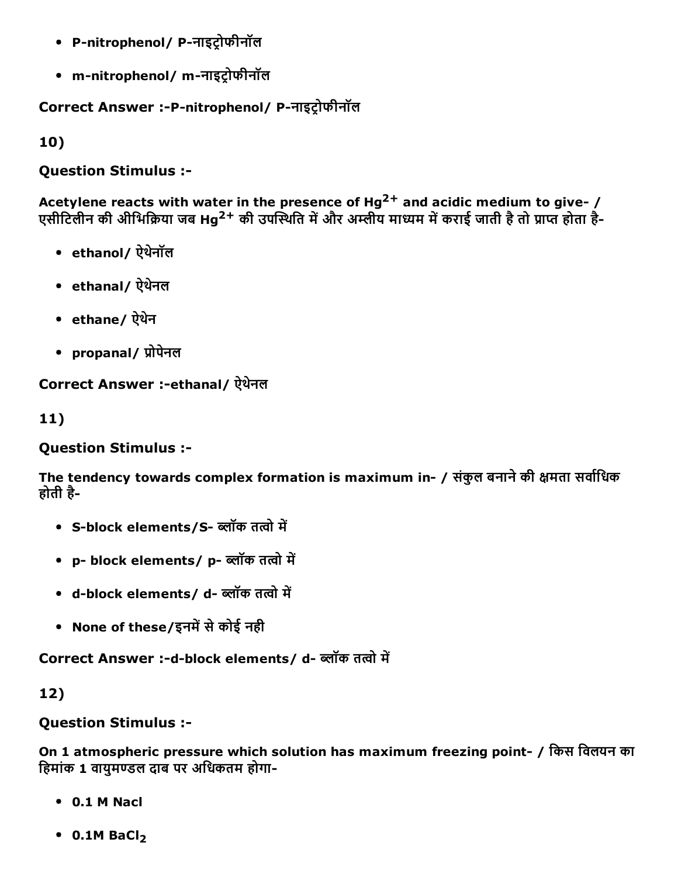- P-nitrophenol/ P-नाइट्रोफीनॉल
- m-nitrophenol/ m-नाइट्रोफीनॉल

**Correct Answer :-P-nitrophenol/ P-नाइट्रोफीनॉल**

**10)**

**Question Stimulus :-**

**Acetylene reacts with water in the presence of $Hg^{2+}$ and acidic medium to give- / एसीटिलीन की औभिक्रिया जब $Hg^{2+}$ की उपस्थिति में और अम्लीय माध्यम में कराई जाती है तो प्राप्त होता है-**

- ethanol/ ऐथेनॉल
- ethanal/ ऐथेनल
- ethane/ ऐथेन
- propanal/ प्रोपेनल

**Correct Answer :-ethanal/ ऐथेनल**

**11)**

**Question Stimulus :-**

**The tendency towards complex formation is maximum in- / संकुल बनाने की क्षमता सर्वाधिक होती है-**

- S-block elements/S- ब्लॉक तत्वो में
- p- block elements/ p- ब्लॉक तत्वो में
- d-block elements/ d- ब्लॉक तत्वो में
- None of these/इनमें से कोई नही

**Correct Answer :-d-block elements/ d- ब्लॉक तत्वो में**

**12)**

**Question Stimulus :-**

**On 1 atmospheric pressure which solution has maximum freezing point- / किस विलयन का हिमांक 1 वायुमण्डल दाब पर अधिकतम होगा-**

- 0.1 M Nacl
- 0.1M $BaCl_2$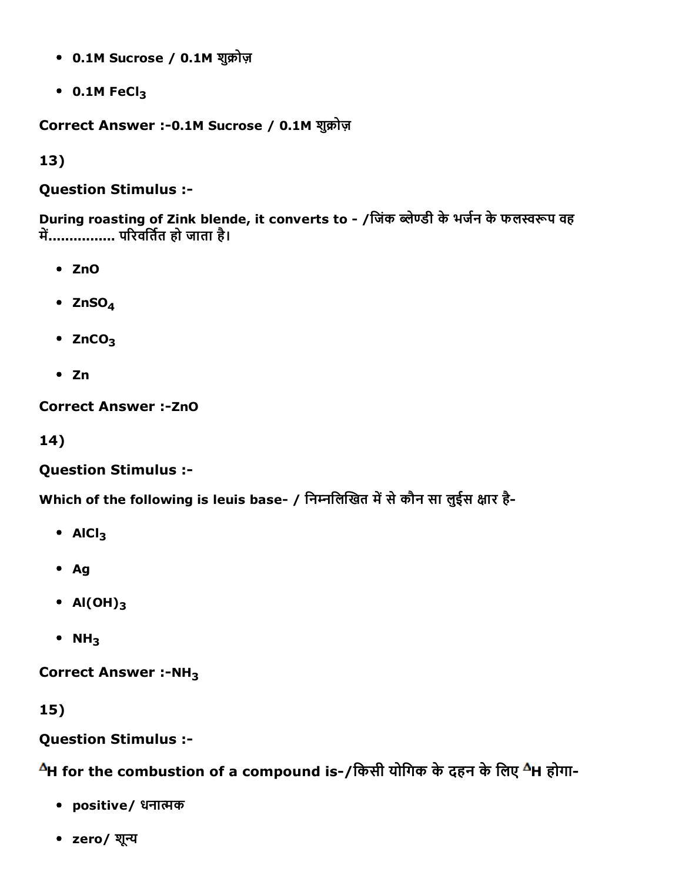- 0.1M Sucrose / 0.1M शुक्रोज़
- 0.1M $FeCl_3$

**Correct Answer :-0.1M Sucrose / 0.1M शुक्रोज़**

**13)**

**Question Stimulus :-**

**During roasting of Zink blende, it converts to - /जिंक ब्लेण्डी के भर्जन के फलस्वरूप वह में................ परिवर्तित हो जाता है।**

- ZnO
- $ZnSO_4$
- $ZnCO_3$
- Zn

**Correct Answer :-ZnO**

**14)**

**Question Stimulus :-**

**Which of the following is leuis base- / निम्नलिखित में से कौन सा लुईस क्षार है-**

- $AlCl_3$
- Ag
- $Al(OH)_3$
- $NH_3$

**Correct Answer :-$NH_3$**

**15)**

**Question Stimulus :-**

**$\Delta$H for the combustion of a compound is-/किसी योगिक के दहन के लिए $\Delta$H होगा-**

- positive/ धनात्मक
- zero/ शून्य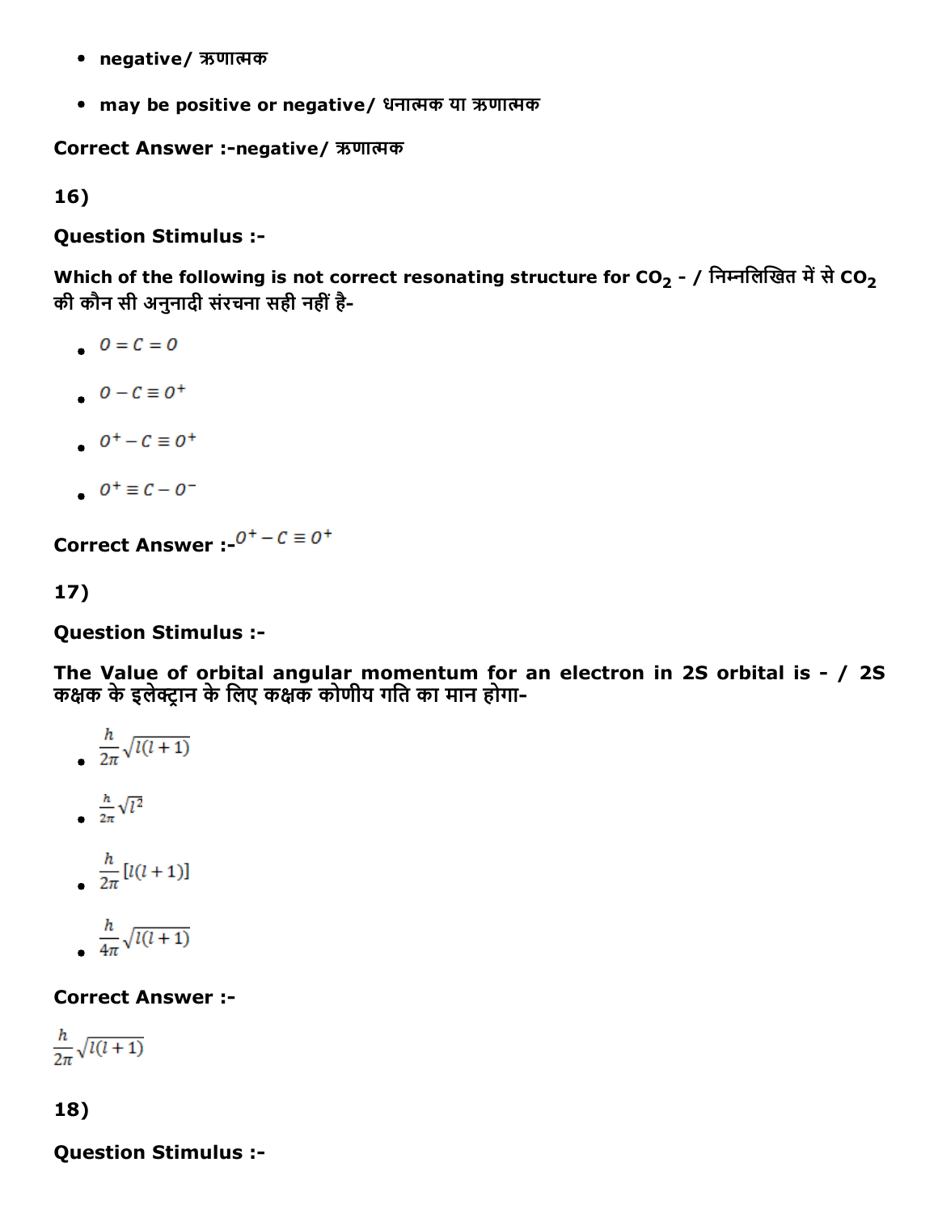- negative/ ऋणात्मक
- may be positive or negative/ धनात्मक या ऋणात्मक

**Correct Answer :-negative/ ऋणात्मक**

**16)**

**Question Stimulus :-**

**Which of the following is not correct resonating structure for $CO_2$ - / निम्नलिखित में से $CO_2$ की कौन सी अनुनादी संरचना सही नहीं है-**

- $O = C = O$
- $O - C \equiv O^+$
- $O^+ - C \equiv O^+$
- $O^+ \equiv C - O^-$

**Correct Answer :-**$O^+ - C \equiv O^+$

**17)**

**Question Stimulus :-**

**The Value of orbital angular momentum for an electron in 2S orbital is - / 2S कक्षक के इलेक्ट्रान के लिए कक्षक कोणीय गति का मान होगा-**

- $\frac{h}{2\pi}\sqrt{l(l+1)}$
- $\frac{h}{2\pi}\sqrt{l^2}$
- $\frac{h}{2\pi}[l(l+1)]$
- $\frac{h}{4\pi}\sqrt{l(l+1)}$

**Correct Answer :-**

$\frac{h}{2\pi}\sqrt{l(l+1)}$

**18)**

**Question Stimulus :-**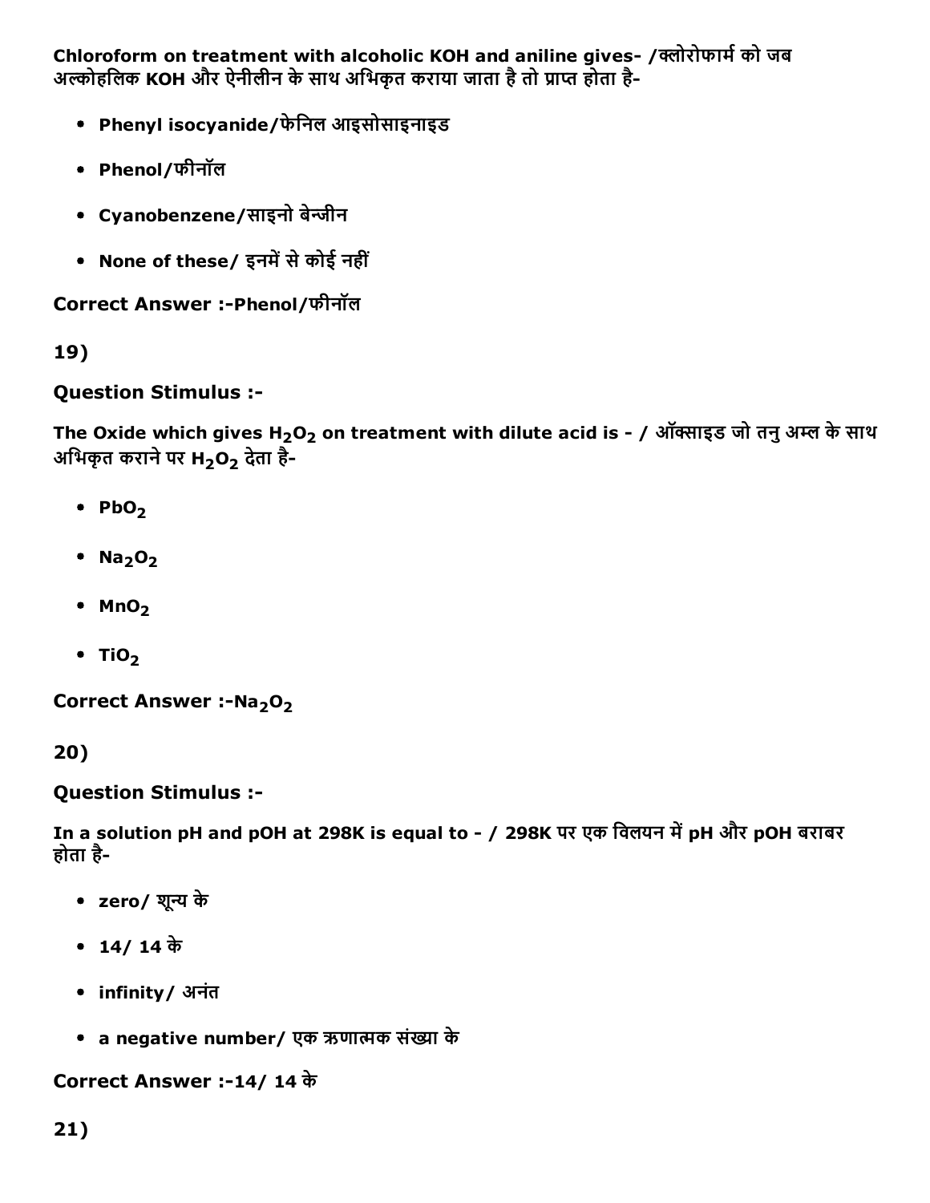**Chloroform on treatment with alcoholic KOH and aniline gives- /क्लोरोफार्म को जब अल्कोहलिक KOH और ऐनीलीन के साथ अभिकृत कराया जाता है तो प्राप्त होता है-**

- **Phenyl isocyanide/फेनिल आइसोसाइनाइड**
- **Phenol/फीनॉल**
- **Cyanobenzene/साइनो बेन्जीन**
- **None of these/ इनमें से कोई नहीं**

**Correct Answer :-Phenol/फीनॉल**

**19)**

**Question Stimulus :-**

**The Oxide which gives $H_2O_2$ on treatment with dilute acid is - / ऑक्साइड जो तनु अम्ल के साथ अभिकृत कराने पर $H_2O_2$ देता है-**

- **$PbO_2$**
- **$Na_2O_2$**
- **$MnO_2$**
- **$TiO_2$**

**Correct Answer :-$Na_2O_2$**

**20)**

**Question Stimulus :-**

**In a solution pH and pOH at 298K is equal to - / 298K पर एक विलयन में pH और pOH बराबर होता है-**

- **zero/ शून्य के**
- **14/ 14 के**
- **infinity/ अनंत**
- **a negative number/ एक ऋणात्मक संख्या के**

**Correct Answer :-14/ 14 के**

**21)**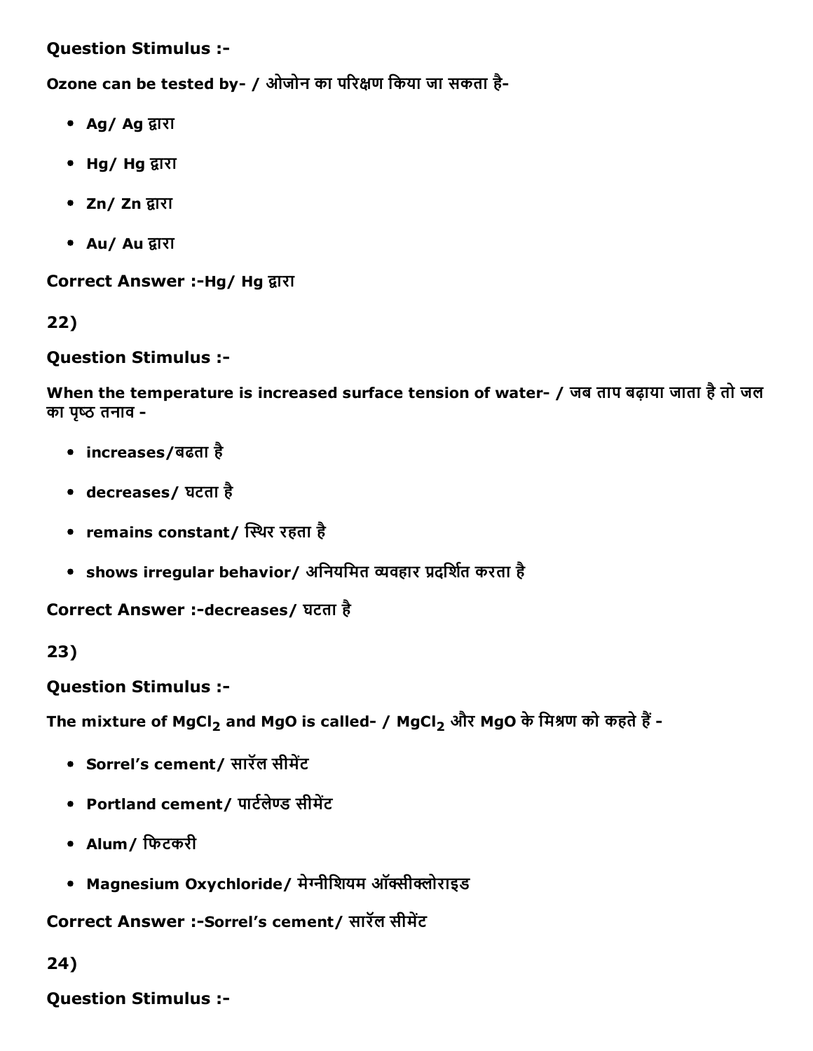**Question Stimulus :-**

**Ozone can be tested by- / ओजोन का परिक्षण किया जा सकता है-**

- **Ag/ Ag द्वारा**
- **Hg/ Hg द्वारा**
- **Zn/ Zn द्वारा**
- **Au/ Au द्वारा**

**Correct Answer :-Hg/ Hg द्वारा**

**22)**

**Question Stimulus :-**

**When the temperature is increased surface tension of water- / जब ताप बढ़ाया जाता है तो जल का पृष्ठ तनाव -**

- **increases/बढता है**
- **decreases/ घटता है**
- **remains constant/ स्थिर रहता है**
- **shows irregular behavior/ अनियमित व्यवहार प्रदर्शित करता है**

**Correct Answer :-decreases/ घटता है**

**23)**

**Question Stimulus :-**

**The mixture of $MgCl_2$ and MgO is called- / $MgCl_2$ और MgO के मिश्रण को कहते हैं -**

- **Sorrel's cement/ सारॅल सीमेंट**
- **Portland cement/ पार्टलेण्ड सीमेंट**
- **Alum/ फिटकरी**
- **Magnesium Oxychloride/ मेग्नीशियम ऑक्सीक्लोराइड**

**Correct Answer :-Sorrel's cement/ सारॅल सीमेंट**

**24)**

**Question Stimulus :-**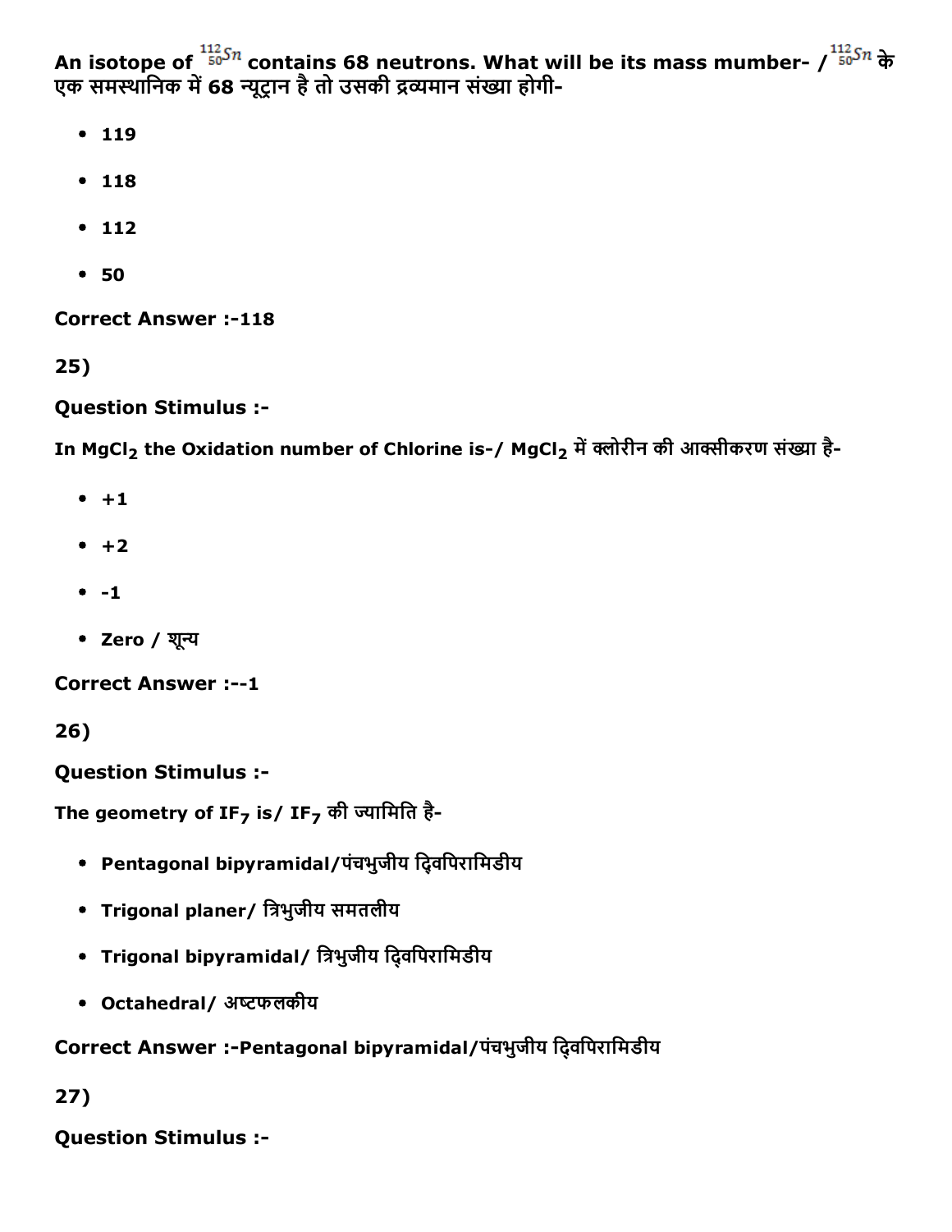An isotope of $^{112}_{50}Sn$ contains 68 neutrons. What will be its mass mumber- / $^{112}_{50}Sn$ के एक समस्थानिक में 68 न्यूट्रान है तो उसकी द्रव्यमान संख्या होगी-

- 119
- 118
- 112
- 50

**Correct Answer :-118**

**25)**

**Question Stimulus :-**

In $MgCl_2$ the Oxidation number of Chlorine is-/ $MgCl_2$ में क्लोरीन की आक्सीकरण संख्या है-

- +1
- +2
- -1
- Zero / शून्य

**Correct Answer :--1**

**26)**

**Question Stimulus :-**

The geometry of $IF_7$ is/ $IF_7$ की ज्यामिति है-

- Pentagonal bipyramidal/पंचभुजीय द्विपिरामिडीय
- Trigonal planer/ त्रिभुजीय समतलीय
- Trigonal bipyramidal/ त्रिभुजीय द्विपिरामिडीय
- Octahedral/ अष्टफलकीय

**Correct Answer :-Pentagonal bipyramidal/पंचभुजीय द्विपिरामिडीय**

**27)**

**Question Stimulus :-**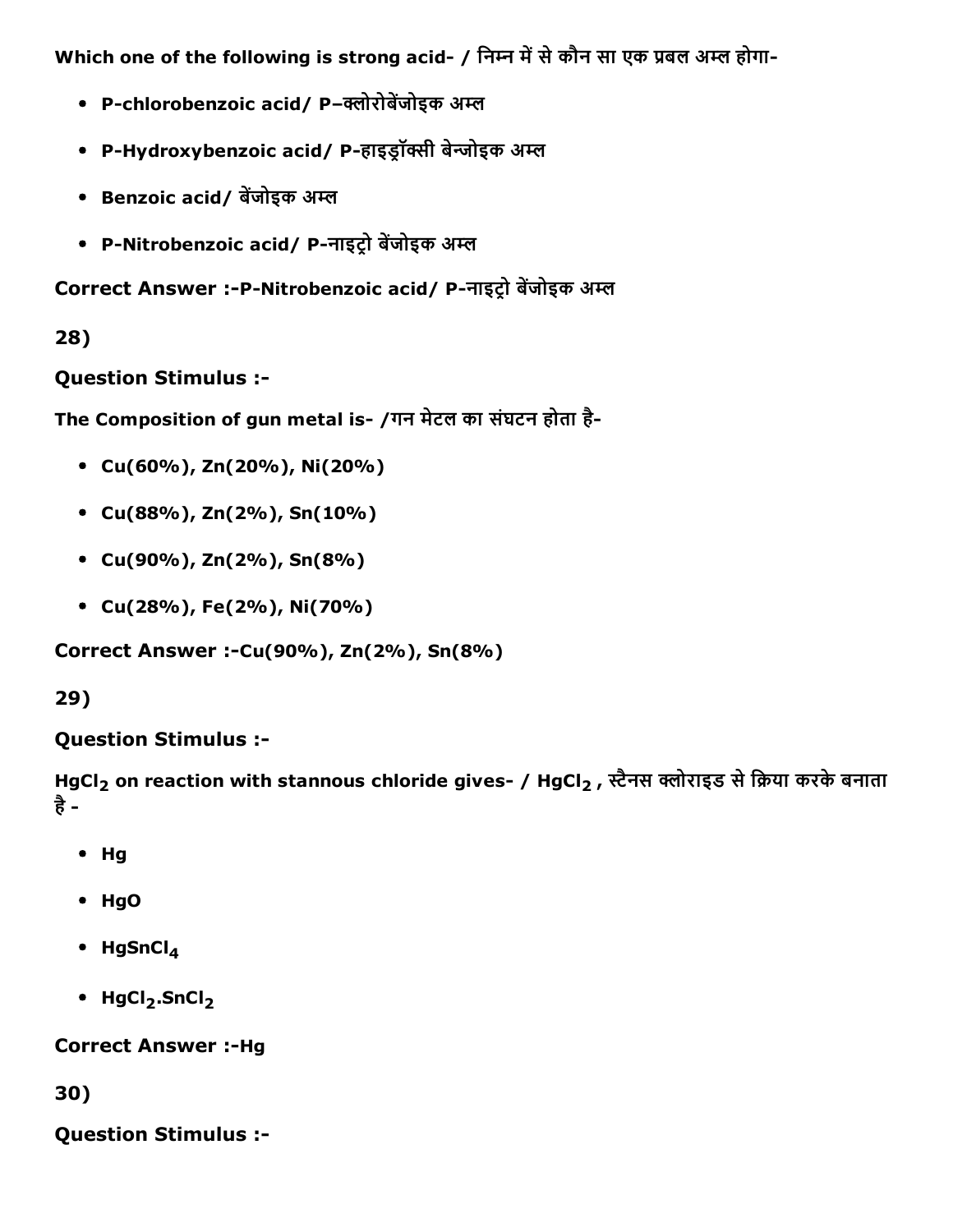Which one of the following is strong acid- / निम्न में से कौन सा एक प्रबल अम्ल होगा-

- P-chlorobenzoic acid/ P–क्लोरोबेंजोइक अम्ल
- P-Hydroxybenzoic acid/ P-हाइड्रॉक्सी बेन्जोइक अम्ल
- Benzoic acid/ बेंजोइक अम्ल
- P-Nitrobenzoic acid/ P-नाइट्रो बेंजोइक अम्ल

**Correct Answer :-P-Nitrobenzoic acid/ P-नाइट्रो बेंजोइक अम्ल**

**28)**

**Question Stimulus :-**

The Composition of gun metal is- /गन मेटल का संघटन होता है-

- Cu(60%), Zn(20%), Ni(20%)
- Cu(88%), Zn(2%), Sn(10%)
- Cu(90%), Zn(2%), Sn(8%)
- Cu(28%), Fe(2%), Ni(70%)

**Correct Answer :-Cu(90%), Zn(2%), Sn(8%)**

**29)**

**Question Stimulus :-**

$HgCl_2$ on reaction with stannous chloride gives- / $HgCl_2$ , स्टैनस क्लोराइड से क्रिया करके बनाता है -

- Hg
- HgO
- $HgSnCl_4$
- $HgCl_2.SnCl_2$

**Correct Answer :-Hg**

**30)**

**Question Stimulus :-**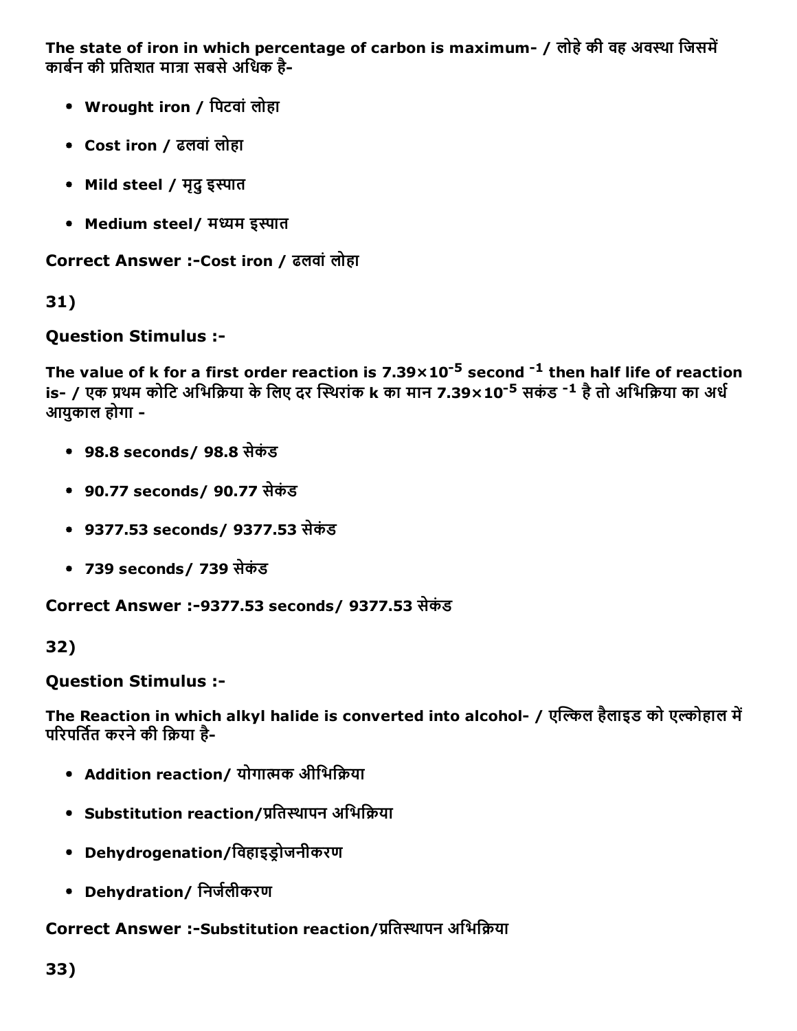**The state of iron in which percentage of carbon is maximum- / लोहे की वह अवस्था जिसमें कार्बन की प्रतिशत मात्रा सबसे अधिक है-**

- **Wrought iron / पिटवां लोहा**
- **Cost iron / ढलवां लोहा**
- **Mild steel / मृदु इस्पात**
- **Medium steel/ मध्यम इस्पात**

**Correct Answer :-Cost iron / ढलवां लोहा**

**31)**

**Question Stimulus :-**

**The value of k for a first order reaction is $7.39\times10^{-5}$ second $^{-1}$ then half life of reaction is- / एक प्रथम कोटि अभिक्रिया के लिए दर स्थिरांक k का मान $7.39\times10^{-5}$ सकंड $^{-1}$ है तो अभिक्रिया का अर्ध आयुकाल होगा -**

- **98.8 seconds/ 98.8 सेकंड**
- **90.77 seconds/ 90.77 सेकंड**
- **9377.53 seconds/ 9377.53 सेकंड**
- **739 seconds/ 739 सेकंड**

**Correct Answer :-9377.53 seconds/ 9377.53 सेकंड**

**32)**

**Question Stimulus :-**

**The Reaction in which alkyl halide is converted into alcohol- / एल्किल हैलाइड को एल्कोहाल में परिपर्तित करने की क्रिया है-**

- **Addition reaction/ योगात्मक ओभिक्रिया**
- **Substitution reaction/प्रतिस्थापन अभिक्रिया**
- **Dehydrogenation/विहाइड्रोजनीकरण**
- **Dehydration/ निर्जलीकरण**

**Correct Answer :-Substitution reaction/प्रतिस्थापन अभिक्रिया**

**33)**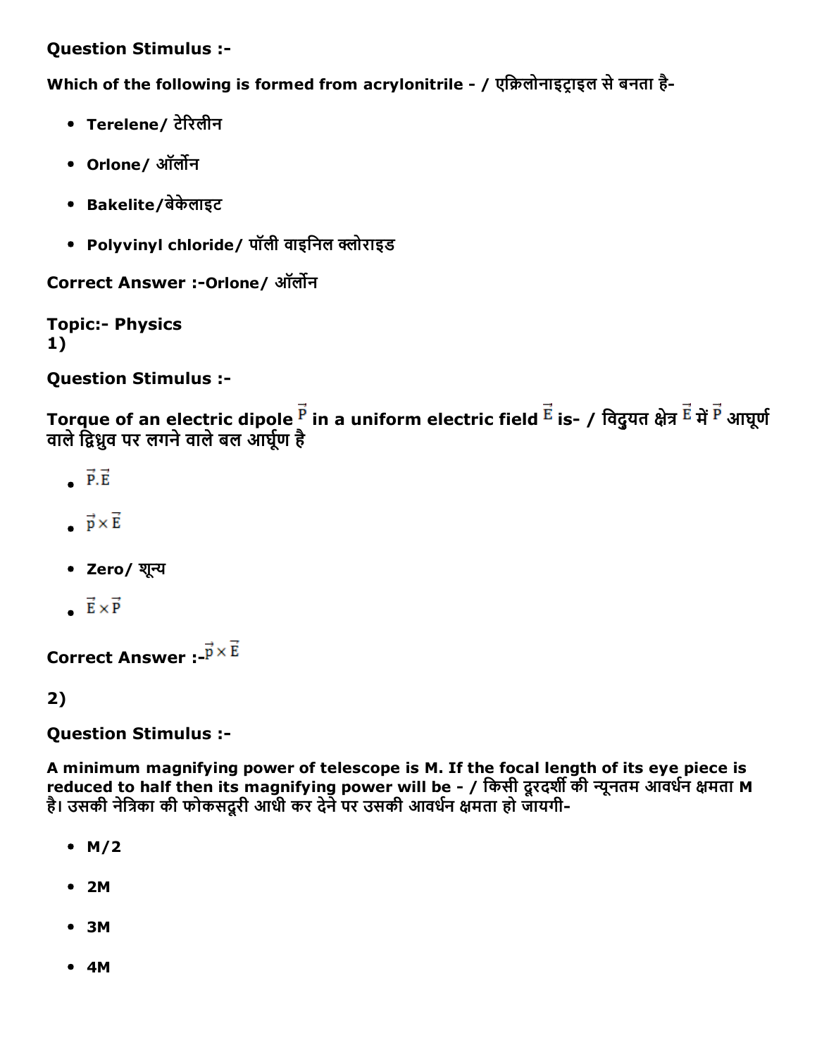**Question Stimulus :-**

**Which of the following is formed from acrylonitrile - / एक्रिलोनाइट्राइल से बनता है-**

- **Terelene/ टेरिलीन**
- **Orlone/ ऑर्लोन**
- **Bakelite/बेकेलाइट**
- **Polyvinyl chloride/ पॉली वाइनिल क्लोराइड**

**Correct Answer :-Orlone/ ऑर्लोन**

**Topic:- Physics**

**1)**

**Question Stimulus :-**

**Torque of an electric dipole $\vec{P}$ in a uniform electric field $\vec{E}$ is- / विद्युत क्षेत्र $\vec{E}$ में $\vec{P}$ आघूर्ण वाले द्विध्रुव पर लगने वाले बल आर्घूण है**

- $\vec{P}.\vec{E}$
- $\vec{p} \times \vec{E}$
- **Zero/ शून्य**
- $\vec{E} \times \vec{P}$

**Correct Answer :-**$\vec{p} \times \vec{E}$

**2)**

**Question Stimulus :-**

**A minimum magnifying power of telescope is M. If the focal length of its eye piece is reduced to half then its magnifying power will be - / किसी दूरदर्शी की न्यूनतम आवर्धन क्षमता M है। उसकी नेत्रिका की फोकसदूरी आधी कर देने पर उसकी आवर्धन क्षमता हो जायगी-**

- **M/2**
- **2M**
- **3M**
- **4M**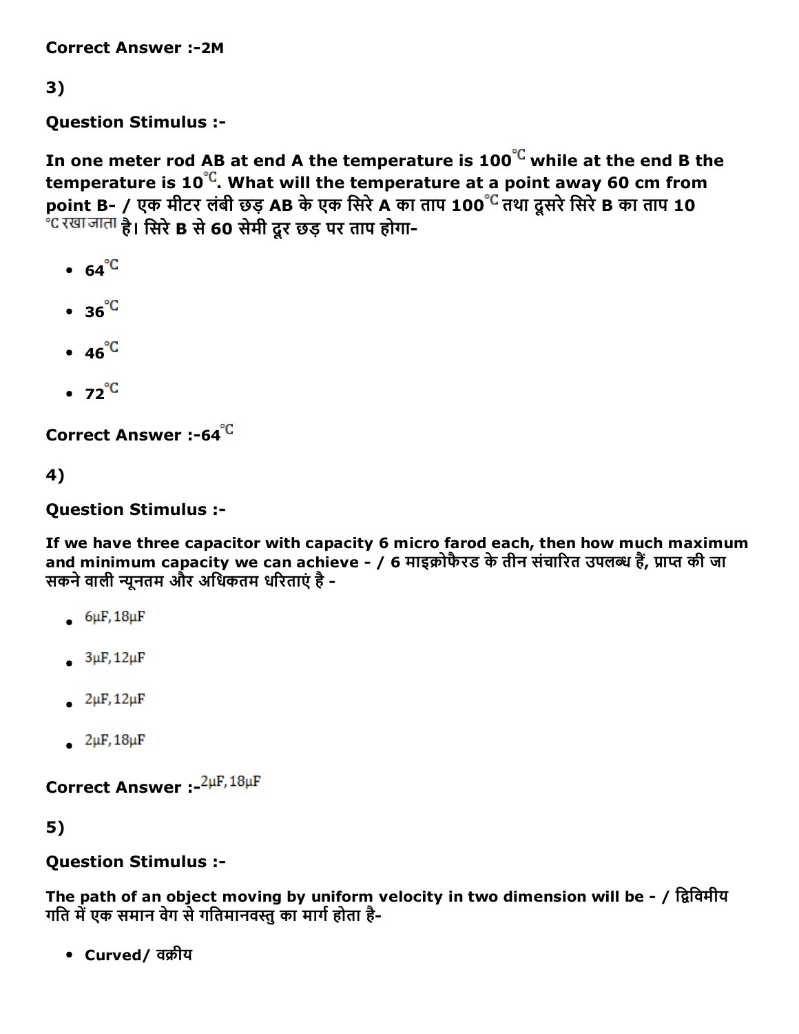**Correct Answer :-2M**

**3)**

**Question Stimulus :-**

**In one meter rod AB at end A the temperature is 100℃ while at the end B the temperature is 10℃. What will the temperature at a point away 60 cm from point B- / एक मीटर लंबी छड़ AB के एक सिरे A का ताप 100℃ तथा दूसरे सिरे B का ताप 10℃ रखा जाता है। सिरे B से 60 सेमी दूर छड़ पर ताप होगा-**

- **64℃**
- **36℃**
- **46℃**
- **72℃**

**Correct Answer :-64℃**

**4)**

**Question Stimulus :-**

**If we have three capacitor with capacity 6 micro farod each, then how much maximum and minimum capacity we can achieve - / 6 माइक्रोफैरड के तीन संचारित उपलब्ध हैं, प्राप्त की जा सकने वाली न्यूनतम और अधिकतम धरिताएं है -**

- $6\mu F, 18\mu F$
- $3\mu F, 12\mu F$
- $2\mu F, 12\mu F$
- $2\mu F, 18\mu F$

**Correct Answer :-** $2\mu F, 18\mu F$

**5)**

**Question Stimulus :-**

**The path of an object moving by uniform velocity in two dimension will be - / द्विविमीय गति में एक समान वेग से गतिमानवस्तु का मार्ग होता है-**

- **Curved/ वक्रीय**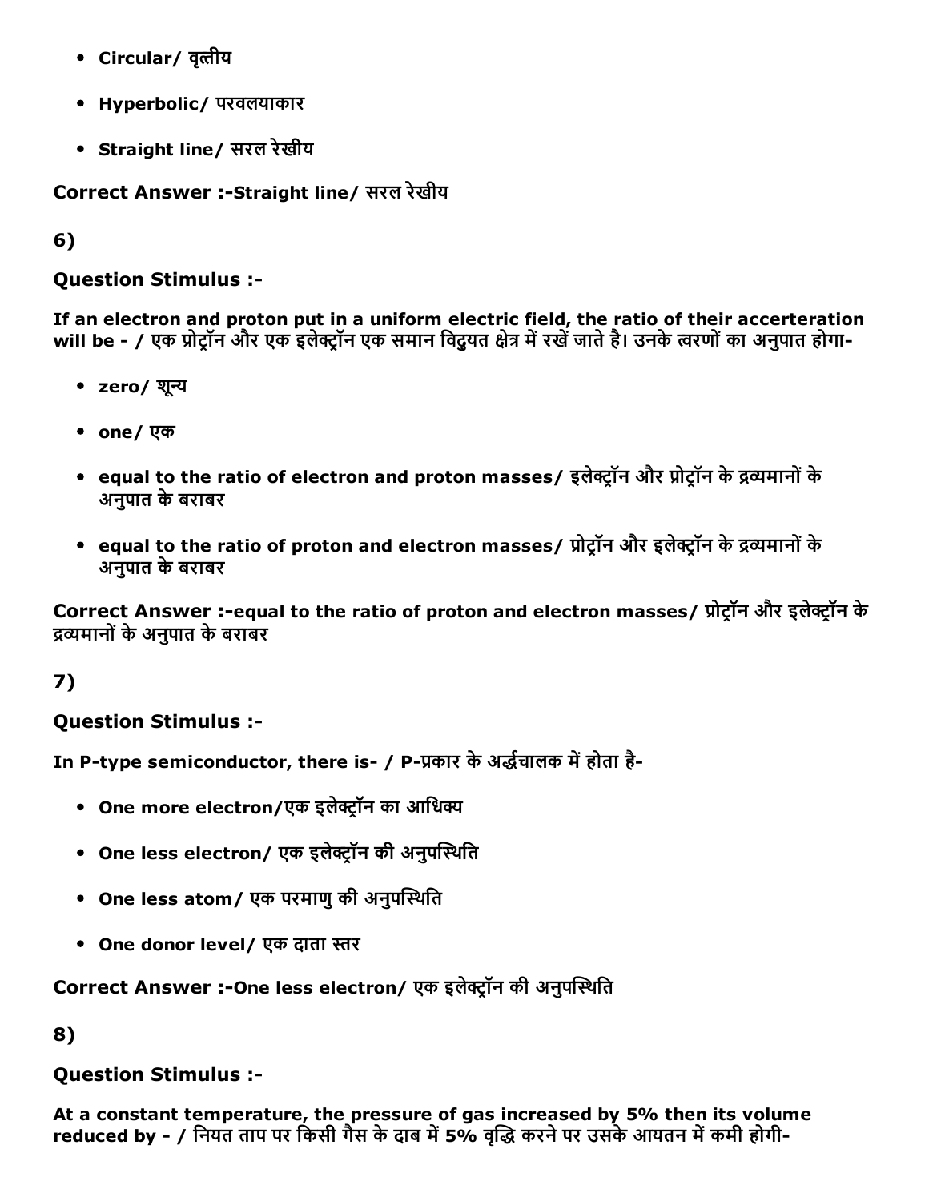- **Circular/ वृत्तीय**
- **Hyperbolic/ परवलयाकार**
- **Straight line/ सरल रेखीय**

**Correct Answer :-Straight line/ सरल रेखीय**

**6)**

**Question Stimulus :-**

**If an electron and proton put in a uniform electric field, the ratio of their accerteration will be - / एक प्रोट्रॉन और एक इलेक्ट्रॉन एक समान विदुयत क्षेत्र में रखें जाते है। उनके त्वरणों का अनुपात होगा-**

- **zero/ शून्य**
- **one/ एक**
- **equal to the ratio of electron and proton masses/ इलेक्ट्रॉन और प्रोट्रॉन के द्रव्यमानों के अनुपात के बराबर**
- **equal to the ratio of proton and electron masses/ प्रोट्रॉन और इलेक्ट्रॉन के द्रव्यमानों के अनुपात के बराबर**

**Correct Answer :-equal to the ratio of proton and electron masses/ प्रोट्रॉन और इलेक्ट्रॉन के द्रव्यमानों के अनुपात के बराबर**

**7)**

**Question Stimulus :-**

**In P-type semiconductor, there is- / P-प्रकार के अर्द्धचालक में होता है-**

- **One more electron/एक इलेक्ट्रॉन का आधिक्य**
- **One less electron/ एक इलेक्ट्रॉन की अनुपस्थिति**
- **One less atom/ एक परमाणु की अनुपस्थिति**
- **One donor level/ एक दाता स्तर**

**Correct Answer :-One less electron/ एक इलेक्ट्रॉन की अनुपस्थिति**

**8)**

**Question Stimulus :-**

**At a constant temperature, the pressure of gas increased by 5% then its volume reduced by - / नियत ताप पर किसी गैस के दाब में 5% वृद्धि करने पर उसके आयतन में कमी होगी-**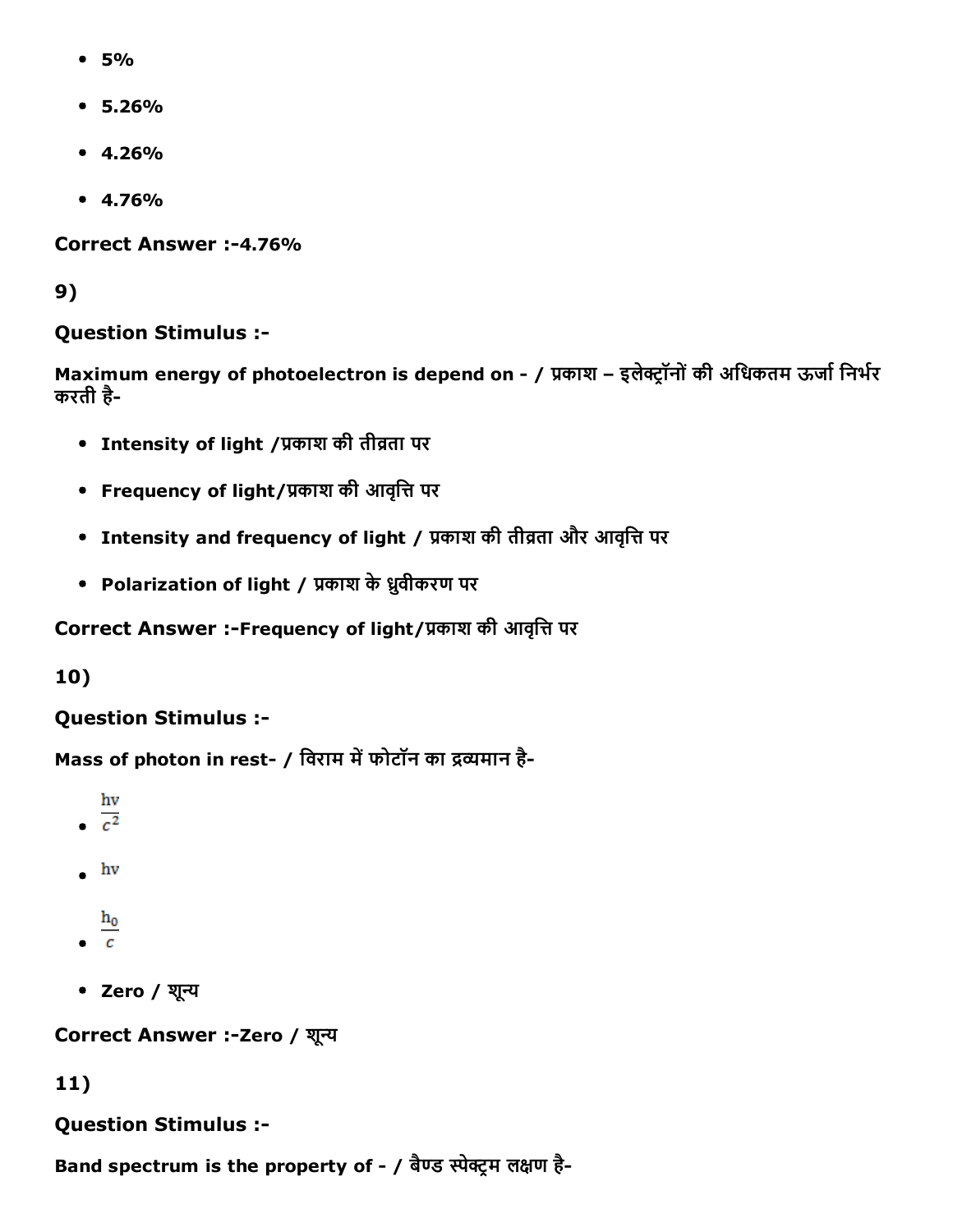- 5%
- 5.26%
- 4.26%
- 4.76%

**Correct Answer :-4.76%**

**9)**

**Question Stimulus :-**

**Maximum energy of photoelectron is depend on - / प्रकाश – इलेक्ट्रॉनों की अधिकतम ऊर्जा निर्भर करती है-**

- **Intensity of light /प्रकाश की तीव्रता पर**
- **Frequency of light/प्रकाश की आवृत्ति पर**
- **Intensity and frequency of light / प्रकाश की तीव्रता और आवृत्ति पर**
- **Polarization of light / प्रकाश के ध्रुवीकरण पर**

**Correct Answer :-Frequency of light/प्रकाश की आवृत्ति पर**

**10)**

**Question Stimulus :-**

**Mass of photon in rest- / विराम में फोटॉन का द्रव्यमान है-**

- $\frac{hv}{c^2}$
- $hv$
- $\frac{h_0}{c}$
- **Zero / शून्य**

**Correct Answer :-Zero / शून्य**

**11)**

**Question Stimulus :-**

**Band spectrum is the property of - / बैण्ड स्पेक्ट्रम लक्षण है-**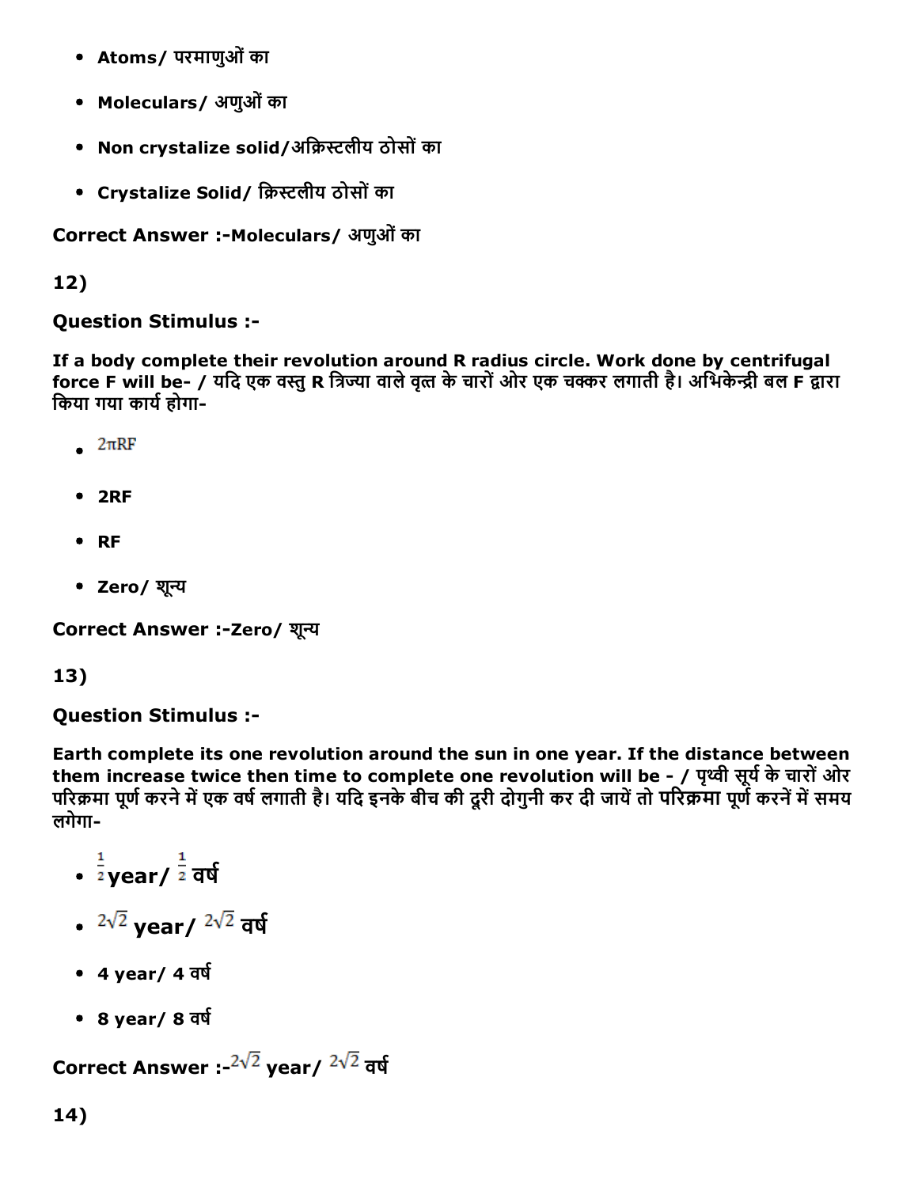- **Atoms/ परमाणुओं का**
- **Moleculars/ अणुओं का**
- **Non crystalize solid/अक्रिस्टलीय ठोसों का**
- **Crystalize Solid/ क्रिस्टलीय ठोसों का**

**Correct Answer :-Moleculars/ अणुओं का**

**12)**

**Question Stimulus :-**

**If a body complete their revolution around R radius circle. Work done by centrifugal force F will be- / यदि एक वस्तु R त्रिज्या वाले वृत्त के चारों ओर एक चक्कर लगाती है। अभिकेन्द्री बल F द्वारा किया गया कार्य होगा-**

- $2\pi RF$
- **2RF**
- **RF**
- **Zero/ शून्य**

**Correct Answer :-Zero/ शून्य**

**13)**

**Question Stimulus :-**

**Earth complete its one revolution around the sun in one year. If the distance between them increase twice then time to complete one revolution will be - / पृथ्वी सूर्य के चारों ओर परिक्रमा पूर्ण करने में एक वर्ष लगाती है। यदि इनके बीच की दूरी दोगुनी कर दी जायें तो परिक्रमा पूर्ण करनें में समय लगेगा-**

- $\frac{1}{2}$ **year/** $\frac{1}{2}$ **वर्ष**
- $2\sqrt{2}$ **year/** $2\sqrt{2}$ **वर्ष**
- **4 year/ 4 वर्ष**
- **8 year/ 8 वर्ष**

**Correct Answer :-**$2\sqrt{2}$ **year/** $2\sqrt{2}$ **वर्ष**

**14)**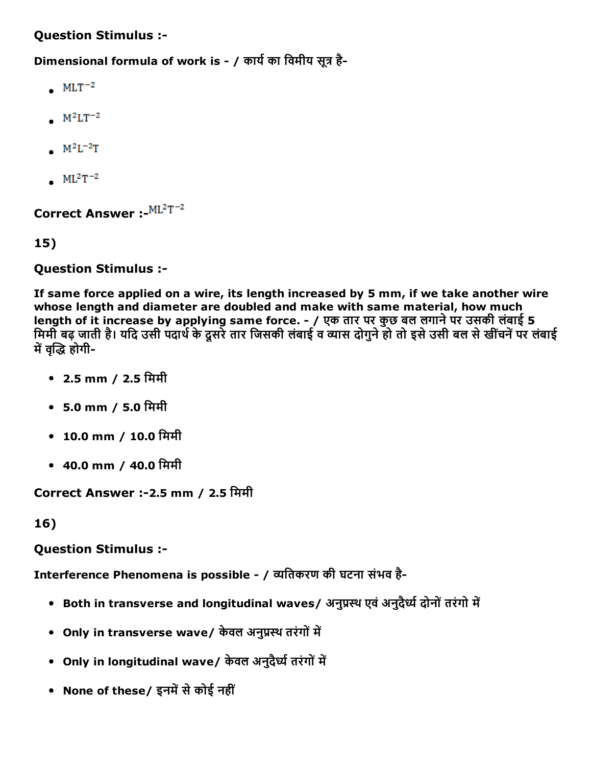**Question Stimulus :-**

**Dimensional formula of work is - / कार्य का विमीय सूत्र है-**

- $MLT^{-2}$
- $M^2LT^{-2}$
- $M^2L^{-2}T$
- $ML^2T^{-2}$

**Correct Answer :-**$ML^2T^{-2}$

15)

**Question Stimulus :-**

**If same force applied on a wire, its length increased by 5 mm, if we take another wire whose length and diameter are doubled and make with same material, how much length of it increase by applying same force. - / एक तार पर कुछ बल लगाने पर उसकी लंबाई 5 मिमी बढ़ जाती है। यदि उसी पदार्थ के दूसरे तार जिसकी लंबाई व व्यास दोगुने हो तो इसे उसी बल से खींचनें पर लंबाई में वृद्धि होगी-**

- **2.5 mm / 2.5 मिमी**
- **5.0 mm / 5.0 मिमी**
- **10.0 mm / 10.0 मिमी**
- **40.0 mm / 40.0 मिमी**

**Correct Answer :-2.5 mm / 2.5 मिमी**

16)

**Question Stimulus :-**

**Interference Phenomena is possible - / व्यतिकरण की घटना संभव है-**

- **Both in transverse and longitudinal waves/ अनुप्रस्थ एवं अनुदैर्ध्य दोनों तरंगो में**
- **Only in transverse wave/ केवल अनुप्रस्थ तरंगों में**
- **Only in longitudinal wave/ केवल अनुदैर्ध्य तरंगों में**
- **None of these/ इनमें से कोई नहीं**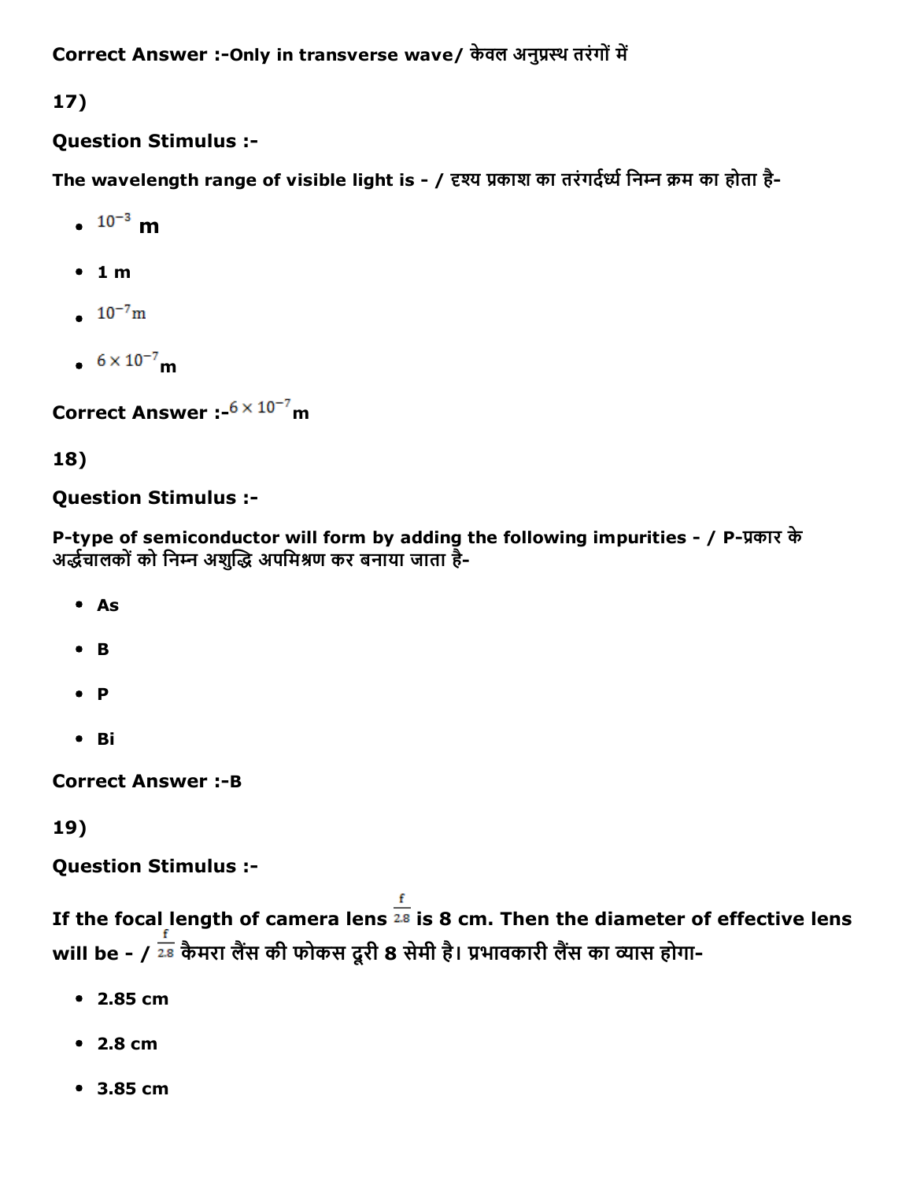Correct Answer :-Only in transverse wave/ केवल अनुप्रस्थ तरंगों में

17)

**Question Stimulus :-**

**The wavelength range of visible light is - / दृश्य प्रकाश का तरंगदैर्ध्य निम्न क्रम का होता है-**

- $10^{-3}$ m
- 1 m
- $10^{-7}$m
- $6 \times 10^{-7}$m

**Correct Answer :-**$6 \times 10^{-7}$**m**

18)

**Question Stimulus :-**

**P-type of semiconductor will form by adding the following impurities - / P-प्रकार के अर्द्धचालकों को निम्न अशुद्धि अपमिश्रण कर बनाया जाता है-**

- As
- B
- P
- Bi

**Correct Answer :-B**

19)

**Question Stimulus :-**

**If the focal length of camera lens $\frac{f}{2.8}$ is 8 cm. Then the diameter of effective lens will be - / $\frac{f}{2.8}$ कैमरा लैंस की फोकस दूरी 8 सेमी है। प्रभावकारी लैंस का व्यास होगा-**

- 2.85 cm
- 2.8 cm
- 3.85 cm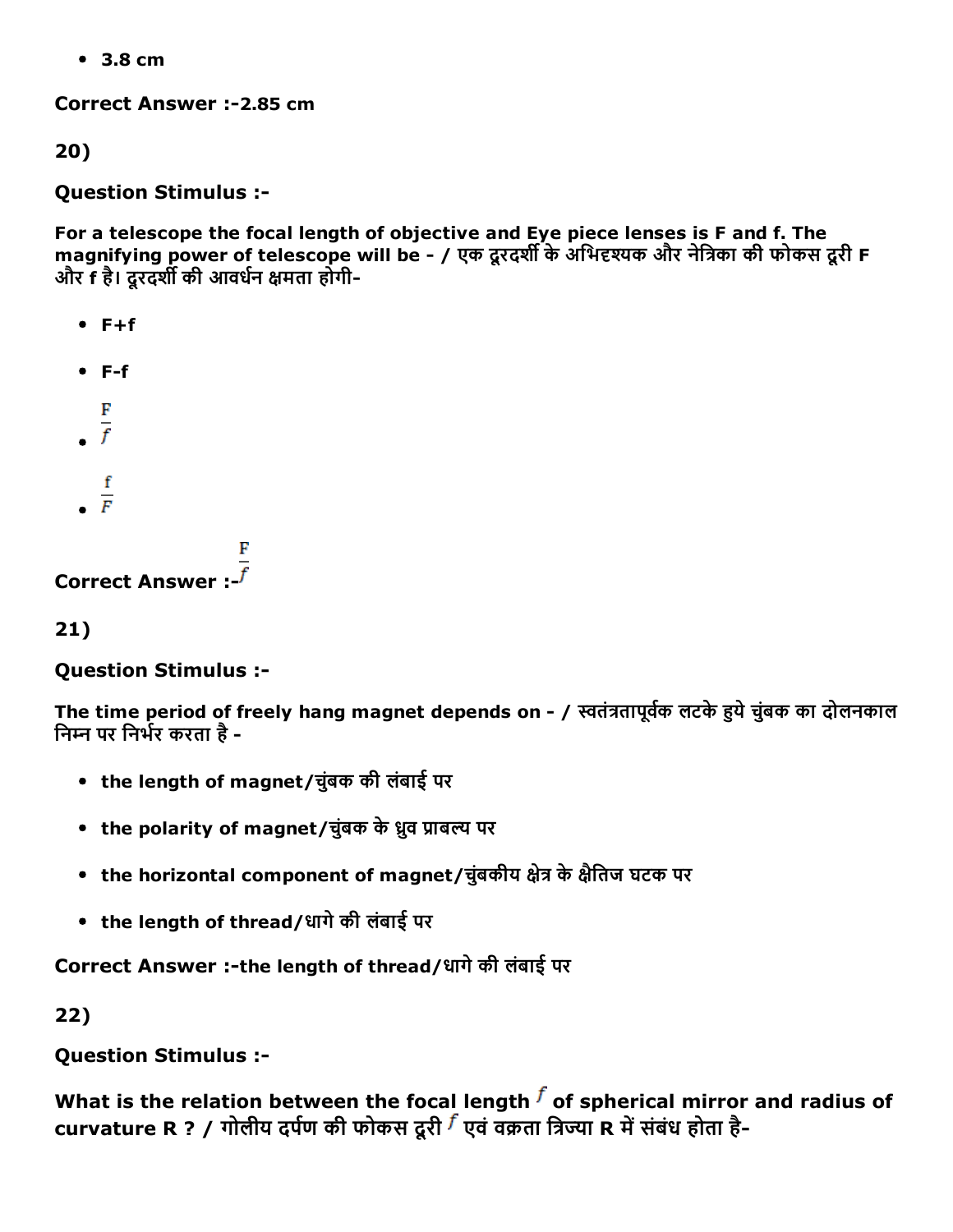- **3.8 cm**

**Correct Answer :-2.85 cm**

**20)**

**Question Stimulus :-**

**For a telescope the focal length of objective and Eye piece lenses is F and f. The magnifying power of telescope will be - / एक दूरदर्शी के अभिदृश्यक और नेत्रिका की फोकस दूरी F और f है। दूरदर्शी की आवर्धन क्षमता होगी-**

- **F+f**
- **F-f**
- $\frac{F}{f}$
- $\frac{f}{F}$

**Correct Answer :-** $\frac{F}{f}$

**21)**

**Question Stimulus :-**

**The time period of freely hang magnet depends on - / स्वतंत्रतापूर्वक लटके हुये चुंबक का दोलनकाल निम्न पर निर्भर करता है -**

- **the length of magnet/चुंबक की लंबाई पर**
- **the polarity of magnet/चुंबक के ध्रुव प्राबल्य पर**
- **the horizontal component of magnet/चुंबकीय क्षेत्र के क्षैतिज घटक पर**
- **the length of thread/धागे की लंबाई पर**

**Correct Answer :-the length of thread/धागे की लंबाई पर**

**22)**

**Question Stimulus :-**

**What is the relation between the focal length $f$ of spherical mirror and radius of curvature R ? / गोलीय दर्पण की फोकस दूरी $f$ एवं वक्रता त्रिज्या R में संबंध होता है-**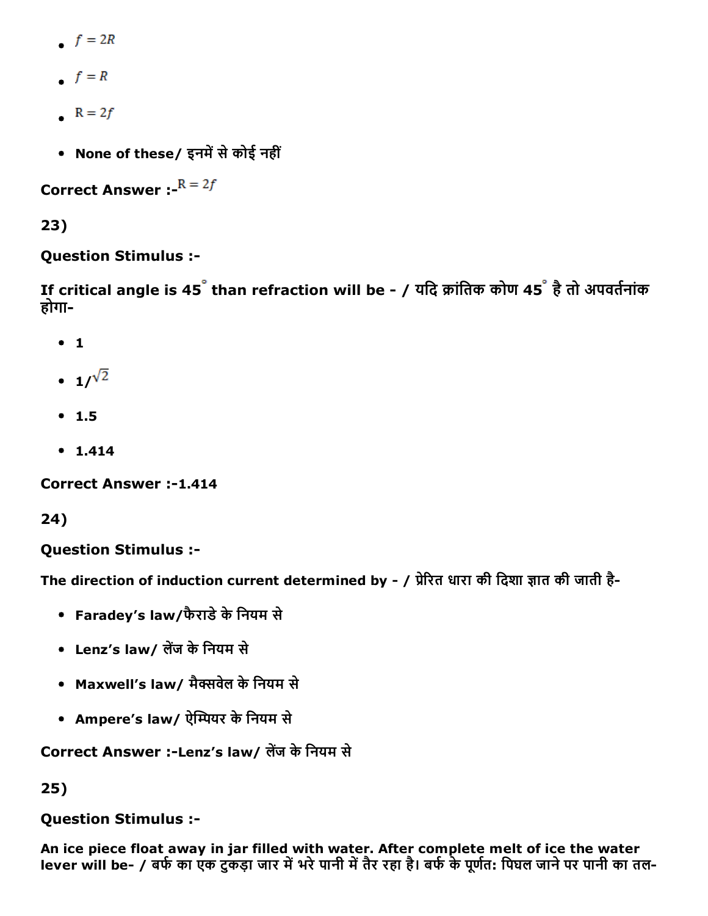- $f = 2R$
- $f = R$
- $R = 2f$
- None of these/ इनमें से कोई नहीं

**Correct Answer :-** $R = 2f$

**23)**

**Question Stimulus :-**

**If critical angle is 45° than refraction will be - / यदि क्रांतिक कोण 45° है तो अपवर्तनांक होगा-**

- **1**
- **$1/\sqrt{2}$**
- **1.5**
- **1.414**

**Correct Answer :-1.414**

**24)**

**Question Stimulus :-**

**The direction of induction current determined by - / प्रेरित धारा की दिशा ज्ञात की जाती है-**

- **Faradey's law/फैराडे के नियम से**
- **Lenz's law/ लेंज के नियम से**
- **Maxwell's law/ मैक्सवेल के नियम से**
- **Ampere's law/ ऐम्पियर के नियम से**

**Correct Answer :-Lenz's law/ लेंज के नियम से**

**25)**

**Question Stimulus :-**

**An ice piece float away in jar filled with water. After complete melt of ice the water lever will be- / बर्फ का एक टुकड़ा जार में भरे पानी में तैर रहा है। बर्फ के पूर्णत: पिघल जाने पर पानी का तल-**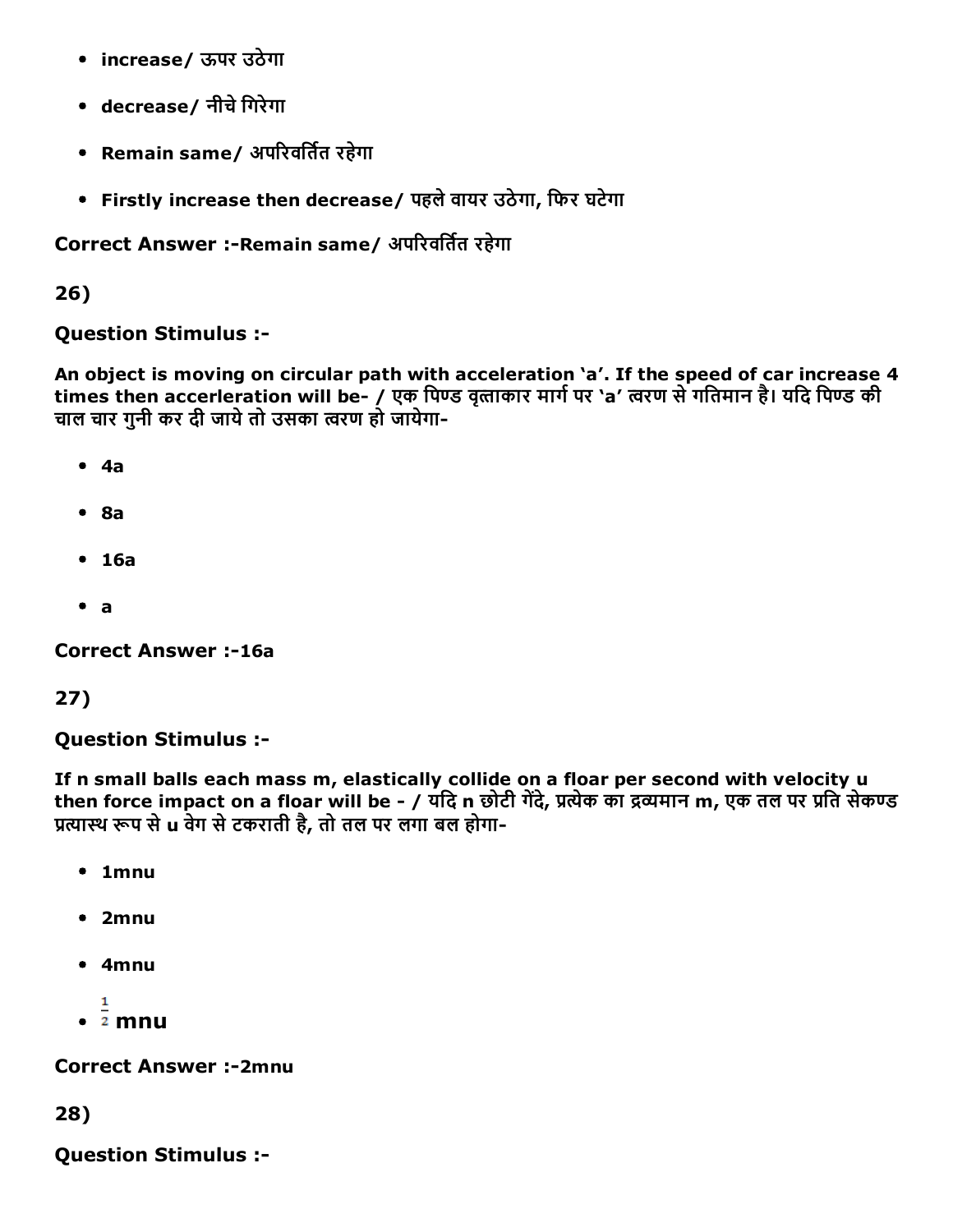- **increase/ ऊपर उठेगा**
- **decrease/ नीचे गिरेगा**
- **Remain same/ अपरिवर्तित रहेगा**
- **Firstly increase then decrease/ पहले वायर उठेगा, फिर घटेगा**

**Correct Answer :-Remain same/ अपरिवर्तित रहेगा**

**26)**

**Question Stimulus :-**

**An object is moving on circular path with acceleration 'a'. If the speed of car increase 4 times then accerleration will be- / एक पिण्ड वृत्ताकार मार्ग पर 'a' त्वरण से गतिमान है। यदि पिण्ड की चाल चार गुनी कर दी जाये तो उसका त्वरण हो जायेगा-**

- **4a**
- **8a**
- **16a**
- **a**

**Correct Answer :-16a**

**27)**

**Question Stimulus :-**

**If n small balls each mass m, elastically collide on a floar per second with velocity u then force impact on a floar will be - / यदि n छोटी गेंदे, प्रत्येक का द्रव्यमान m, एक तल पर प्रति सेकण्ड प्रत्यास्थ रूप से u वेग से टकराती है, तो तल पर लगा बल होगा-**

- **1mnu**
- **2mnu**
- **4mnu**
- $\frac{1}{2}$ **mnu**

**Correct Answer :-2mnu**

**28)**

**Question Stimulus :-**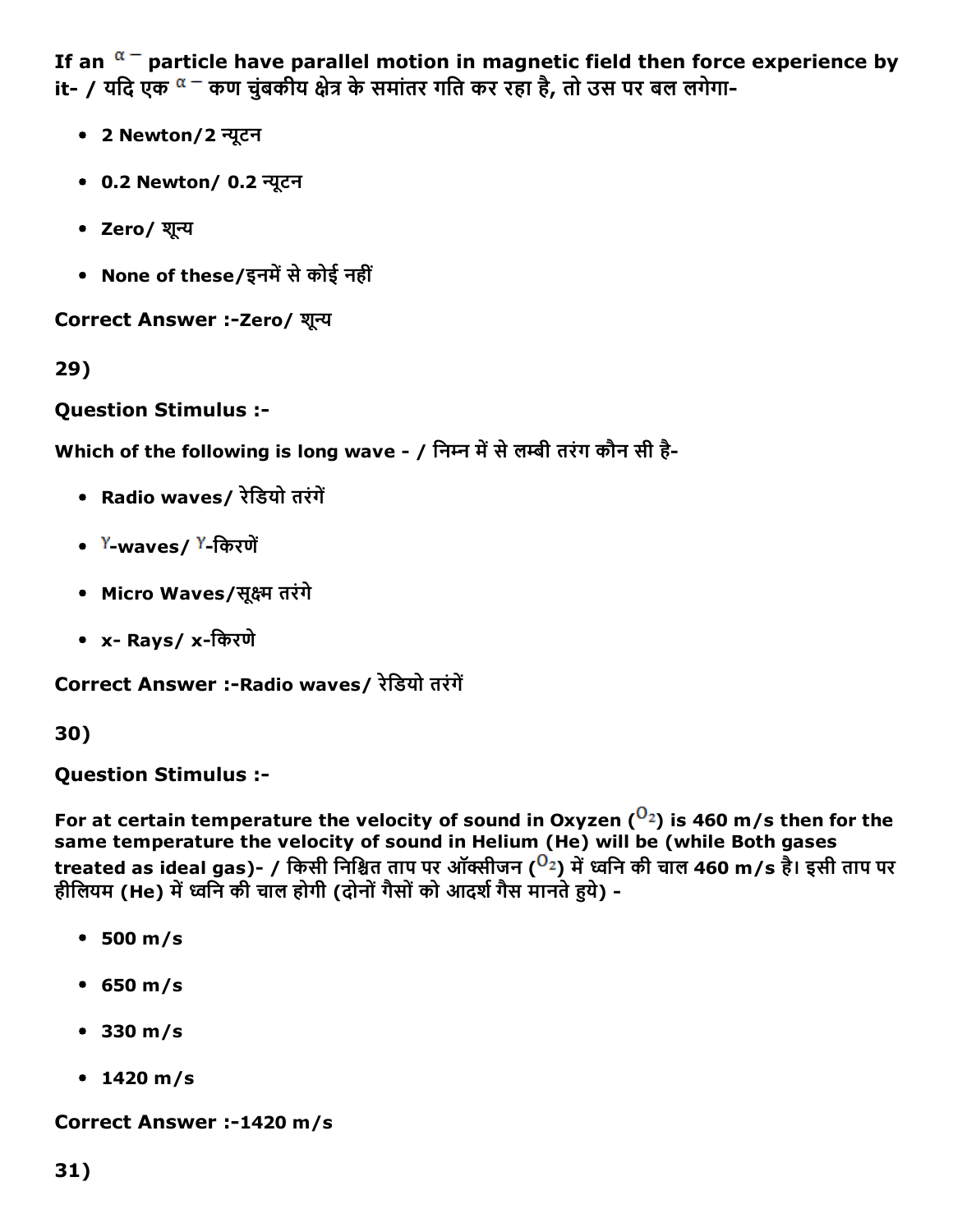If an $\alpha^-$ particle have parallel motion in magnetic field then force experience by it- / यदि एक $\alpha^-$ कण चुंबकीय क्षेत्र के समांतर गति कर रहा है, तो उस पर बल लगेगा-

- 2 Newton/2 न्यूटन
- 0.2 Newton/ 0.2 न्यूटन
- Zero/ शून्य
- None of these/इनमें से कोई नहीं

**Correct Answer :-Zero/ शून्य**

**29)**

**Question Stimulus :-**

Which of the following is long wave - / निम्न में से लम्बी तरंग कौन सी है-

- Radio waves/ रेडियो तरंगें
- $\gamma$-waves/ $\gamma$-किरणें
- Micro Waves/सूक्ष्म तरंगे
- x- Rays/ x-किरणे

**Correct Answer :-Radio waves/ रेडियो तरंगें**

**30)**

**Question Stimulus :-**

For at certain temperature the velocity of sound in Oxyzen ($O_2$) is 460 m/s then for the same temperature the velocity of sound in Helium (He) will be (while Both gases treated as ideal gas)- / किसी निश्चित ताप पर ऑक्सीजन ($O_2$) में ध्वनि की चाल 460 m/s है। इसी ताप पर हीलियम (He) में ध्वनि की चाल होगी (दोनों गैसों को आदर्श गैस मानते हुये) -

- 500 m/s
- 650 m/s
- 330 m/s
- 1420 m/s

**Correct Answer :-1420 m/s**

**31)**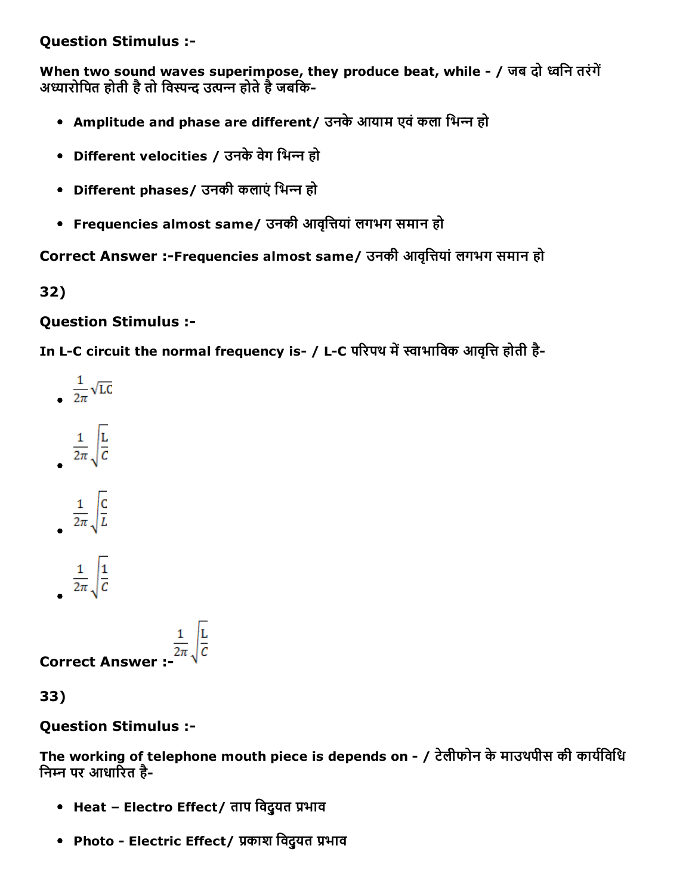### Question Stimulus :-

**When two sound waves superimpose, they produce beat, while - / जब दो ध्वनि तरंगें अध्यारोपित होती है तो विस्पन्द उत्पन्न होते है जबकि-**

- **Amplitude and phase are different/ उनके आयाम एवं कला भिन्न हो**
- **Different velocities / उनके वेग भिन्न हो**
- **Different phases/ उनकी कलाएं भिन्न हो**
- **Frequencies almost same/ उनकी आवृत्तियां लगभग समान हो**

**Correct Answer :-Frequencies almost same/ उनकी आवृत्तियां लगभग समान हो**

**32)**

### Question Stimulus :-

**In L-C circuit the normal frequency is- / L-C परिपथ में स्वाभाविक आवृत्ति होती है-**

- $\frac{1}{2\pi}\sqrt{LC}$
- $\frac{1}{2\pi}\sqrt{\frac{L}{C}}$
- $\frac{1}{2\pi}\sqrt{\frac{C}{L}}$
- $\frac{1}{2\pi}\sqrt{\frac{1}{C}}$

**Correct Answer :-** $\frac{1}{2\pi}\sqrt{\frac{L}{C}}$

**33)**

### Question Stimulus :-

**The working of telephone mouth piece is depends on - / टेलीफोन के माउथपीस की कार्यविधि निम्न पर आधारित है-**

- **Heat – Electro Effect/ ताप विदुयत प्रभाव**
- **Photo - Electric Effect/ प्रकाश विदुयत प्रभाव**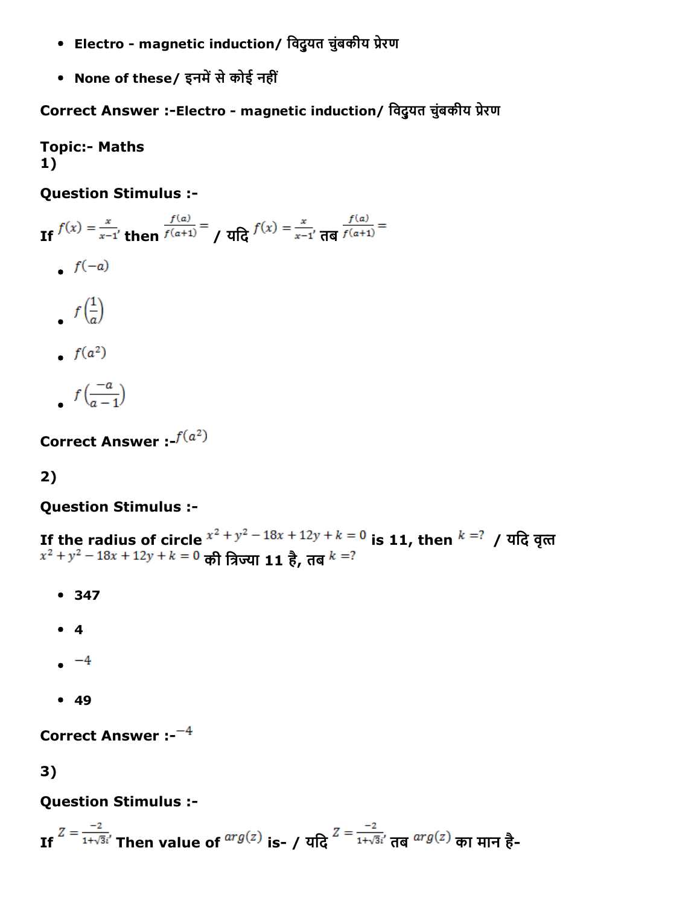- Electro - magnetic induction/ विदुयत चुंबकीय प्रेरण
- None of these/ इनमें से कोई नहीं

**Correct Answer :-Electro - magnetic induction/ विदुयत चुंबकीय प्रेरण**

**Topic:- Maths**

**1)**

**Question Stimulus :-**

**If** $f(x) = \frac{x}{x-1}$, **then** $\frac{f(a)}{f(a+1)} =$ **/ यदि** $f(x) = \frac{x}{x-1}$, **तब** $\frac{f(a)}{f(a+1)} =$

- $f(-a)$
- $f\left(\frac{1}{a}\right)$
- $f(a^2)$
- $f\left(\frac{-a}{a-1}\right)$

**Correct Answer :-**$f(a^2)$

**2)**

**Question Stimulus :-**

**If the radius of circle** $x^2 + y^2 - 18x + 12y + k = 0$ **is 11, then** $k = ?$ **/ यदि वृत्त** $x^2 + y^2 - 18x + 12y + k = 0$ **की त्रिज्या 11 है, तब** $k = ?$

- 347
- 4
- $-4$
- 49

**Correct Answer :-**$-4$

**3)**

**Question Stimulus :-**

**If** $Z = \frac{-2}{1+\sqrt{3}i}$, **Then value of** $arg(z)$ **is- / यदि** $Z = \frac{-2}{1+\sqrt{3}i}$, **तब** $arg(z)$ **का मान है-**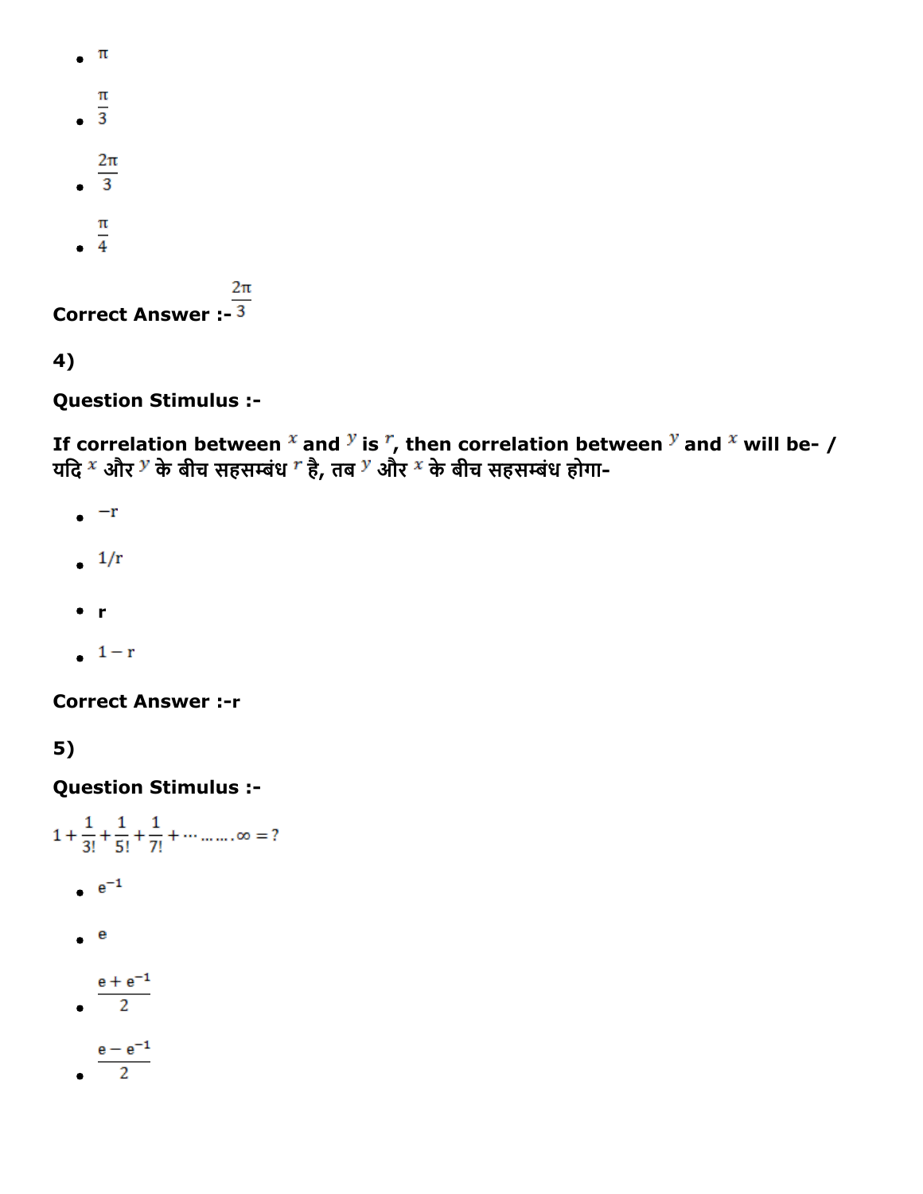- $\pi$
- $\frac{\pi}{3}$
- $\frac{2\pi}{3}$
- $\frac{\pi}{4}$

**Correct Answer :-** $\frac{2\pi}{3}$

**4)**

**Question Stimulus :-**

**If correlation between $x$ and $y$ is $r$, then correlation between $y$ and $x$ will be- / यदि $x$ और $y$ के बीच सहसम्बंध $r$ है, तब $y$ और $x$ के बीच सहसम्बंध होगा-**

- $-r$
- $1/r$
- **r**
- $1-r$

**Correct Answer :-r**

**5)**

**Question Stimulus :-**

$1+\frac{1}{3!}+\frac{1}{5!}+\frac{1}{7!}+\cdots \ldots\ldots.\infty=?$

- $e^{-1}$
- $e$
- $\frac{e+e^{-1}}{2}$
- $\frac{e-e^{-1}}{2}$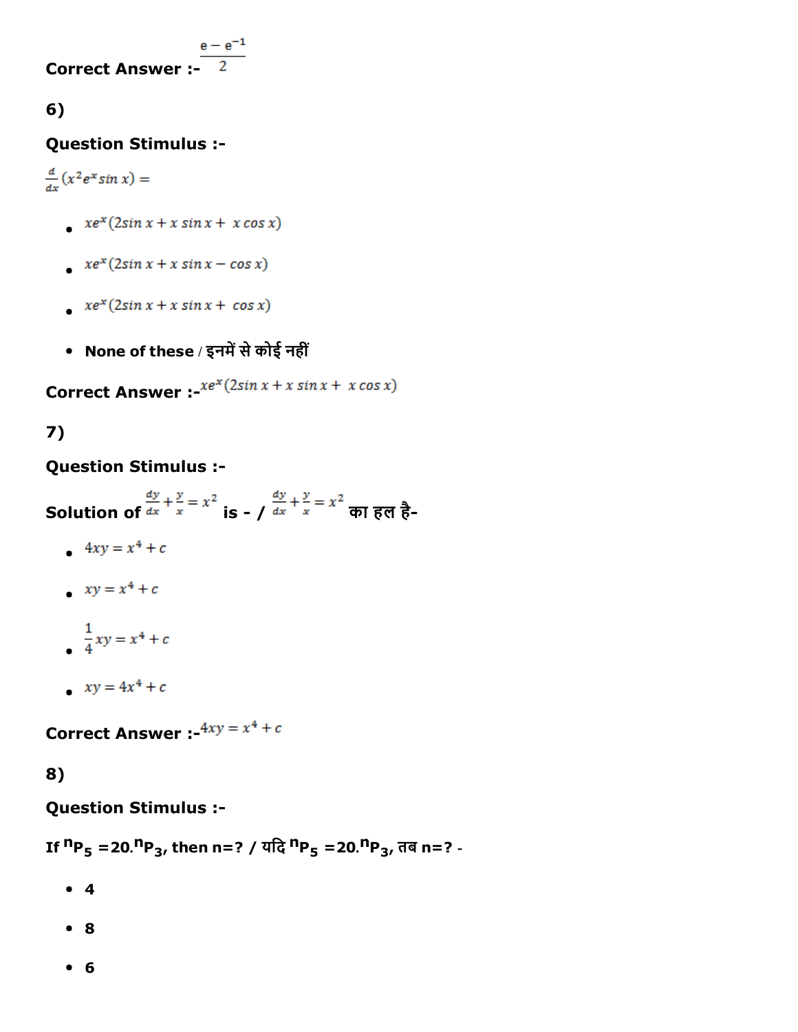**Correct Answer :-** $\frac{e - e^{-1}}{2}$

**6)**

**Question Stimulus :-**

$\frac{d}{dx}(x^2 e^x \sin x) =$

- $xe^x(2\sin x + x \sin x + x \cos x)$
- $xe^x(2\sin x + x \sin x - \cos x)$
- $xe^x(2\sin x + x \sin x + \cos x)$
- **None of these** / इनमें से कोई नहीं

**Correct Answer :-** $xe^x(2\sin x + x \sin x + x \cos x)$

**7)**

**Question Stimulus :-**

**Solution of** $\frac{dy}{dx} + \frac{y}{x} = x^2$ **is - /** $\frac{dy}{dx} + \frac{y}{x} = x^2$ **का हल है-**

- $4xy = x^4 + c$
- $xy = x^4 + c$
- $\frac{1}{4}xy = x^4 + c$
- $xy = 4x^4 + c$

**Correct Answer :-** $4xy = x^4 + c$

**8)**

**Question Stimulus :-**

**If $^nP_5 = 20.^nP_3$, then n=? / यदि $^nP_5 = 20.^nP_3$, तब n=? -**

- **4**
- **8**
- **6**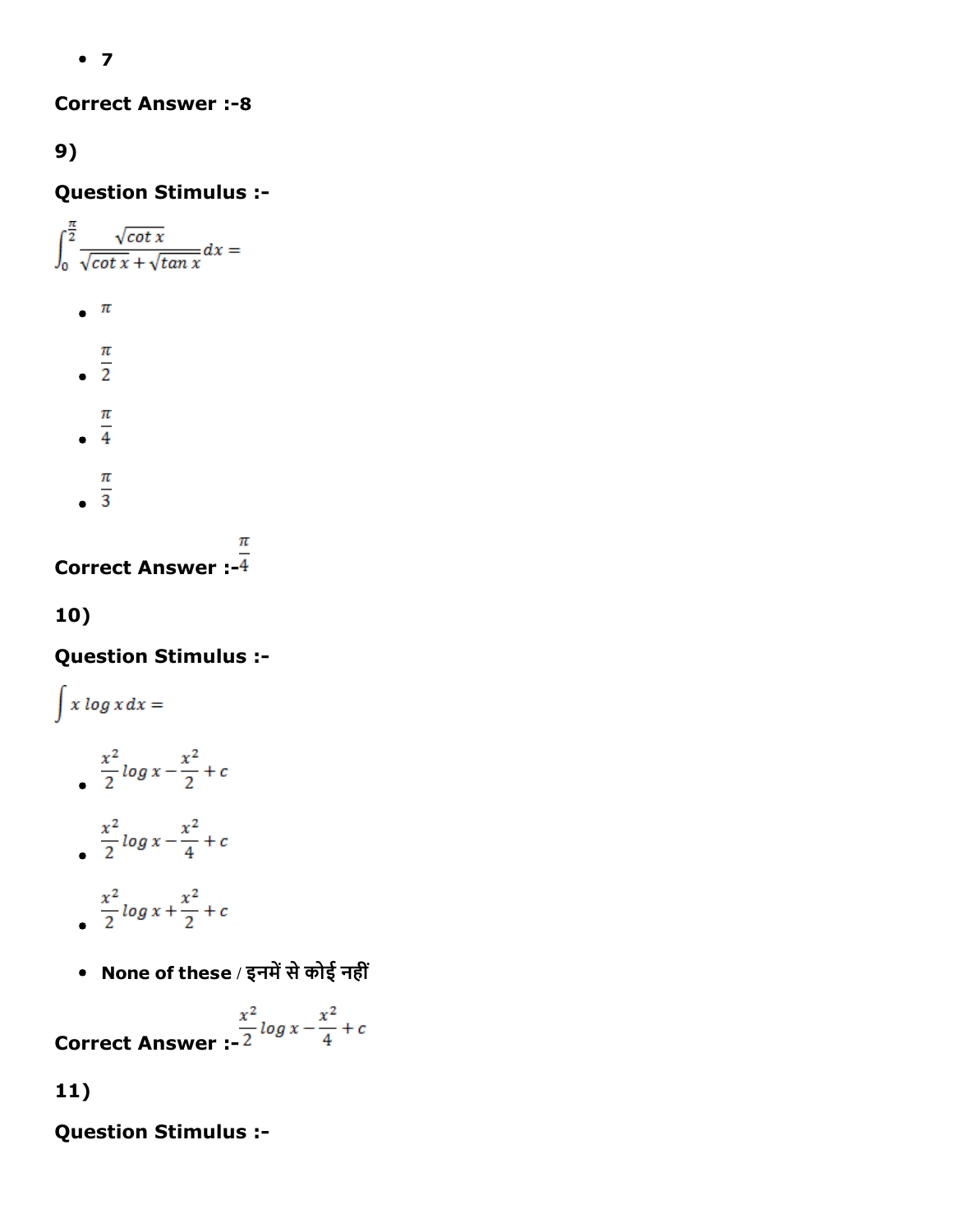- 7

**Correct Answer :-8**

**9)**

**Question Stimulus :-**

$$\int_0^{\frac{\pi}{2}} \frac{\sqrt{\cot x}}{\sqrt{\cot x}+\sqrt{\tan x}}dx =$$

- $\pi$
- $\frac{\pi}{2}$
- $\frac{\pi}{4}$
- $\frac{\pi}{3}$

**Correct Answer :-** $\frac{\pi}{4}$

**10)**

**Question Stimulus :-**

$$\int x \log x \, dx =$$

- $\frac{x^2}{2}\log x - \frac{x^2}{2} + c$
- $\frac{x^2}{2}\log x - \frac{x^2}{4} + c$
- $\frac{x^2}{2}\log x + \frac{x^2}{2} + c$
- **None of these** / इनमें से कोई नहीं

**Correct Answer :-** $\frac{x^2}{2}\log x - \frac{x^2}{4} + c$

**11)**

**Question Stimulus :-**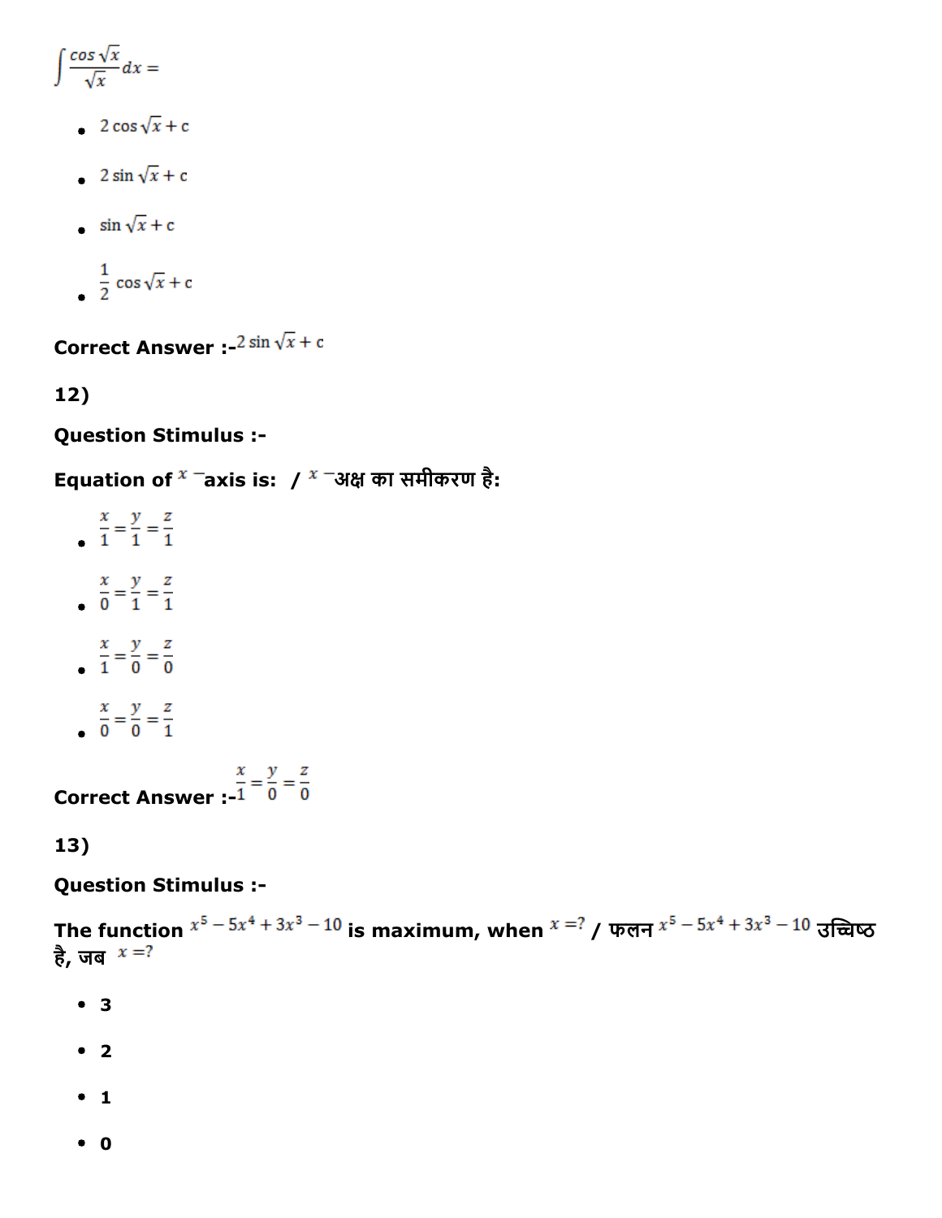$\int \frac{\cos\sqrt{x}}{\sqrt{x}} dx =$

- $2\cos\sqrt{x} + c$
- $2\sin\sqrt{x} + c$
- $\sin\sqrt{x} + c$
- $\frac{1}{2}\cos\sqrt{x} + c$

**Correct Answer :-** $2\sin\sqrt{x} + c$

**12)**

**Question Stimulus :-**

**Equation of $x$ –axis is: / $x$ –अक्ष का समीकरण है:**

- $\frac{x}{1} = \frac{y}{1} = \frac{z}{1}$
- $\frac{x}{0} = \frac{y}{1} = \frac{z}{1}$
- $\frac{x}{1} = \frac{y}{0} = \frac{z}{0}$
- $\frac{x}{0} = \frac{y}{0} = \frac{z}{1}$

**Correct Answer :-** $\frac{x}{1} = \frac{y}{0} = \frac{z}{0}$

**13)**

**Question Stimulus :-**

**The function $x^5 - 5x^4 + 3x^3 - 10$ is maximum, when $x = ?$ / फलन $x^5 - 5x^4 + 3x^3 - 10$ उच्चिष्ठ है, जब $x = ?$**

- **3**
- **2**
- **1**
- **0**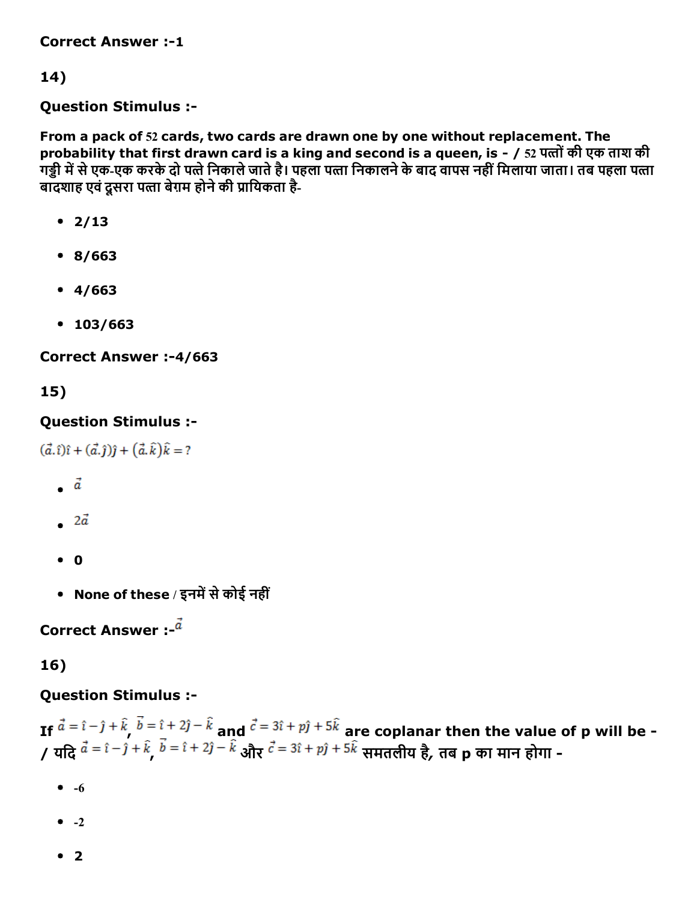Correct Answer :-1

14)

Question Stimulus :-

**From a pack of 52 cards, two cards are drawn one by one without replacement. The probability that first drawn card is a king and second is a queen, is - / 52 पत्तों की एक ताश की गड्डी में से एक-एक करके दो पत्ते निकाले जाते है। पहला पत्ता निकालने के बाद वापस नहीं मिलाया जाता। तब पहला पत्ता बादशाह एवं दूसरा पत्ता बेग़म होने की प्रायिकता है-**

- **2/13**
- **8/663**
- **4/663**
- **103/663**

Correct Answer :-4/663

15)

Question Stimulus :-

$(\vec{a}.\hat{\imath})\hat{\imath} + (\vec{a}.\hat{\jmath})\hat{\jmath} + (\vec{a}.\hat{k})\hat{k} = ?$

- $\vec{a}$
- $2\vec{a}$
- **0**
- **None of these** / इनमें से कोई नहीं

Correct Answer :-$\vec{a}$

16)

Question Stimulus :-

**If $\vec{a} = \hat{\imath} - \hat{\jmath} + \hat{k}$, $\vec{b} = \hat{\imath} + 2\hat{\jmath} - \hat{k}$ and $\vec{c} = 3\hat{\imath} + p\hat{\jmath} + 5\hat{k}$ are coplanar then the value of p will be - / यदि $\vec{a} = \hat{\imath} - \hat{\jmath} + \hat{k}$, $\vec{b} = \hat{\imath} + 2\hat{\jmath} - \hat{k}$ और $\vec{c} = 3\hat{\imath} + p\hat{\jmath} + 5\hat{k}$ समतलीय है, तब p का मान होगा -**

- -6
- -2
- **2**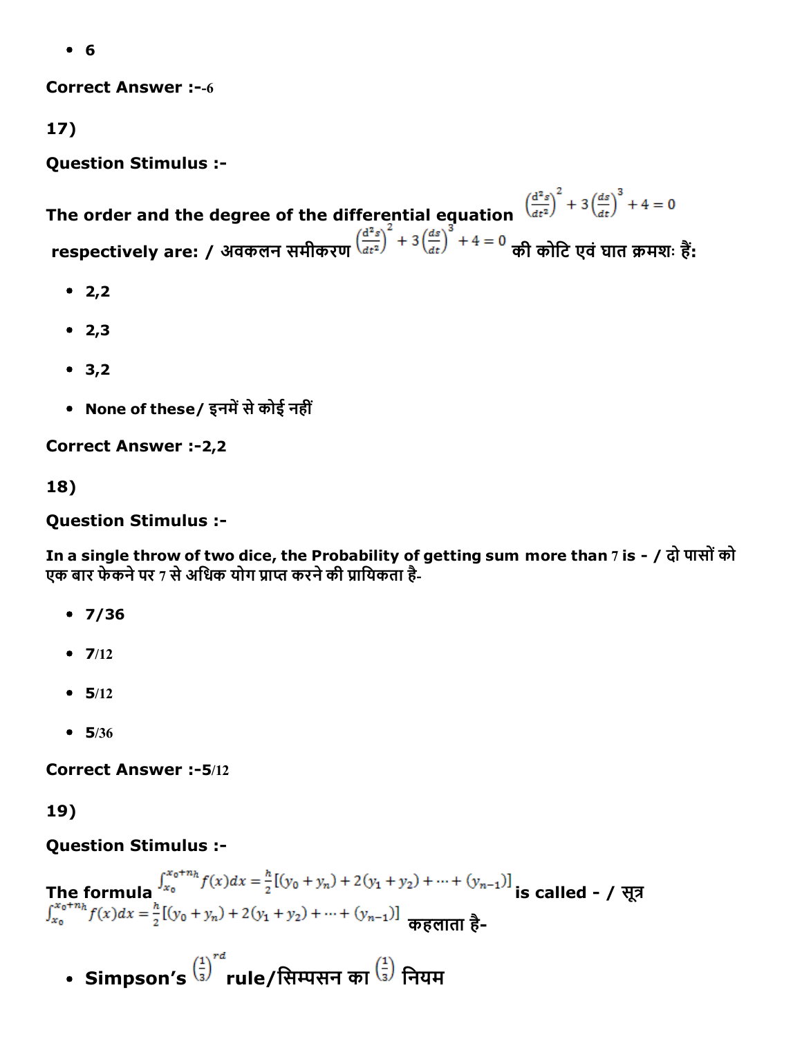- 6

**Correct Answer :-6**

**17)**

**Question Stimulus :-**

**The order and the degree of the differential equation** $\left(\frac{d^2s}{dt^2}\right)^2 + 3\left(\frac{ds}{dt}\right)^3 + 4 = 0$ **respectively are: / अवकलन समीकरण** $\left(\frac{d^2s}{dt^2}\right)^2 + 3\left(\frac{ds}{dt}\right)^3 + 4 = 0$ **की कोटि एवं घात क्रमशः हैं:**

- **2,2**
- **2,3**
- **3,2**
- **None of these/ इनमें से कोई नहीं**

**Correct Answer :-2,2**

**18)**

**Question Stimulus :-**

**In a single throw of two dice, the Probability of getting sum more than 7 is - / दो पासों को एक बार फेकने पर 7 से अधिक योग प्राप्त करने की प्रायिकता है-**

- **7/36**
- **7/12**
- **5/12**
- **5/36**

**Correct Answer :-5/12**

**19)**

**Question Stimulus :-**

**The formula** $\int_{x_0}^{x_0+nh} f(x)dx = \frac{h}{2}[(y_0 + y_n) + 2(y_1 + y_2) + \cdots + (y_{n-1})]$ **is called - / सूत्र** $\int_{x_0}^{x_0+nh} f(x)dx = \frac{h}{2}[(y_0 + y_n) + 2(y_1 + y_2) + \cdots + (y_{n-1})]$ **कहलाता है-**

- **Simpson's** $\left(\frac{1}{3}\right)^{rd}$ **rule/सिम्पसन का** $\left(\frac{1}{3}\right)$ **नियम**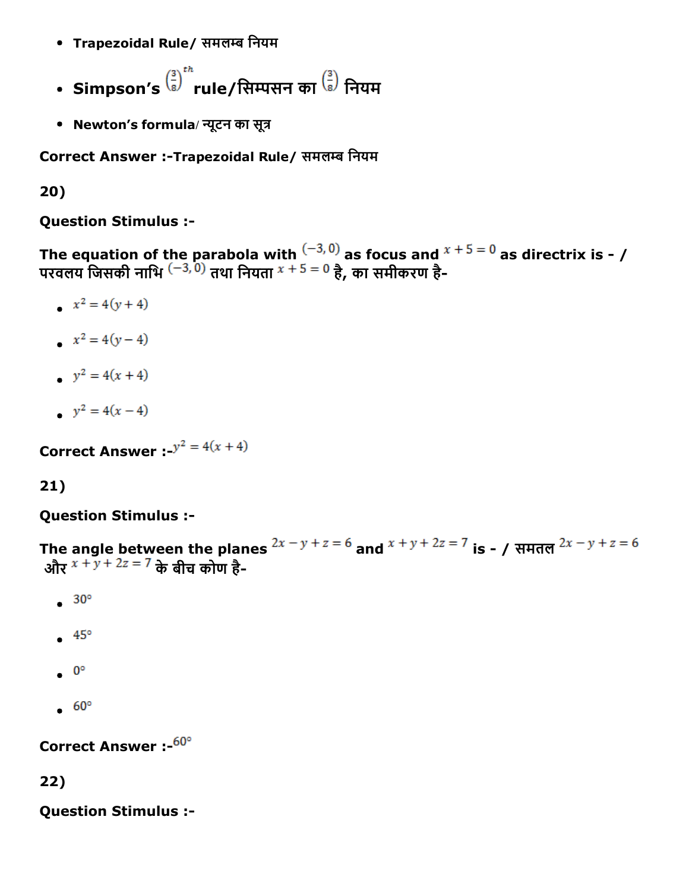- Trapezoidal Rule/ समलम्ब नियम

- Simpson's $\left(\frac{3}{8}\right)^{th}$ rule/सिम्पसन का $\left(\frac{3}{8}\right)$ नियम

- Newton's formula/ न्यूटन का सूत्र

**Correct Answer :-Trapezoidal Rule/ समलम्ब नियम**

**20)**

**Question Stimulus :-**

**The equation of the parabola with $(-3, 0)$ as focus and $x+5=0$ as directrix is - / परवलय जिसकी नाभि $(-3, 0)$ तथा नियता $x+5=0$ है, का समीकरण है-**

- $x^2 = 4(y+4)$

- $x^2 = 4(y-4)$

- $y^2 = 4(x+4)$

- $y^2 = 4(x-4)$

**Correct Answer :-$y^2 = 4(x+4)$**

**21)**

**Question Stimulus :-**

**The angle between the planes $2x-y+z=6$ and $x+y+2z=7$ is - / समतल $2x-y+z=6$ और $x+y+2z=7$ के बीच कोण है-**

- $30°$

- $45°$

- $0°$

- $60°$

**Correct Answer :-$60°$**

**22)**

**Question Stimulus :-**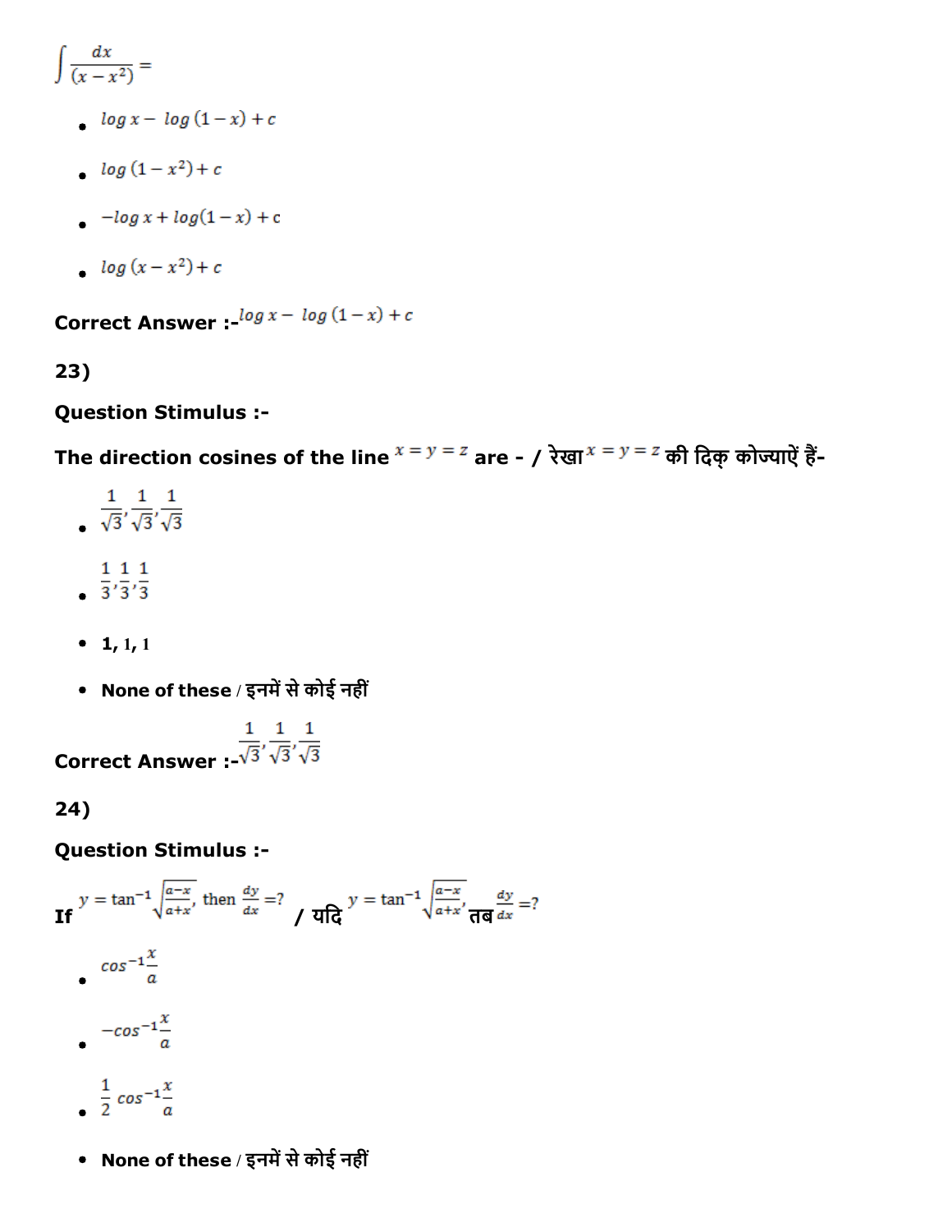$\int \frac{dx}{(x - x^2)} =$

- $\log x - \log (1 - x) + c$
- $\log (1 - x^2) + c$
- $-\log x + \log(1 - x) + c$
- $\log (x - x^2) + c$

**Correct Answer :-** $\log x - \log (1 - x) + c$

**23)**

**Question Stimulus :-**

**The direction cosines of the line** $x = y = z$ **are - / रेखा** $x = y = z$ **की दिक् कोज्याऐं हैं-**

- $\frac{1}{\sqrt{3}}, \frac{1}{\sqrt{3}}, \frac{1}{\sqrt{3}}$
- $\frac{1}{3}, \frac{1}{3}, \frac{1}{3}$
- **1,** 1, 1
- **None of these** / इनमें से कोई नहीं

**Correct Answer :-** $\frac{1}{\sqrt{3}}, \frac{1}{\sqrt{3}}, \frac{1}{\sqrt{3}}$

**24)**

**Question Stimulus :-**

**If** $y = \tan^{-1}\sqrt{\frac{a-x}{a+x}}$, then $\frac{dy}{dx} = ?$ **/ यदि** $y = \tan^{-1}\sqrt{\frac{a-x}{a+x}}$, **तब** $\frac{dy}{dx} = ?$

- $\cos^{-1}\frac{x}{a}$
- $-\cos^{-1}\frac{x}{a}$
- $\frac{1}{2}\cos^{-1}\frac{x}{a}$
- **None of these** / इनमें से कोई नहीं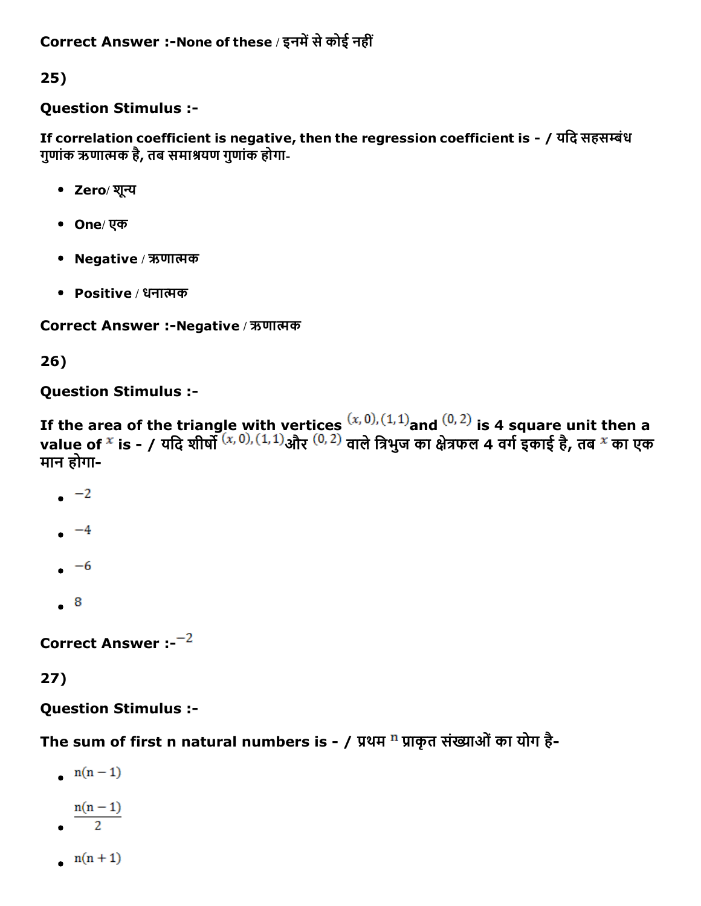**Correct Answer :-None of these / इनमें से कोई नहीं**

**25)**

**Question Stimulus :-**

**If correlation coefficient is negative, then the regression coefficient is - / यदि सहसम्बंध गुणांक ऋणात्मक है, तब समाश्रयण गुणांक होगा-**

- **Zero/ शून्य**
- **One/ एक**
- **Negative / ऋणात्मक**
- **Positive / धनात्मक**

**Correct Answer :-Negative / ऋणात्मक**

**26)**

**Question Stimulus :-**

**If the area of the triangle with vertices $(x, 0), (1, 1)$ and $(0, 2)$ is 4 square unit then a value of $x$ is - / यदि शीर्षो $(x, 0), (1, 1)$ और $(0, 2)$ वाले त्रिभुज का क्षेत्रफल 4 वर्ग इकाई है, तब $x$ का एक मान होगा-**

- $-2$
- $-4$
- $-6$
- $8$

**Correct Answer :-** $-2$

**27)**

**Question Stimulus :-**

**The sum of first n natural numbers is - / प्रथम $n$ प्राकृत संख्याओं का योग है-**

- $n(n-1)$
- $\frac{n(n-1)}{2}$
- $n(n+1)$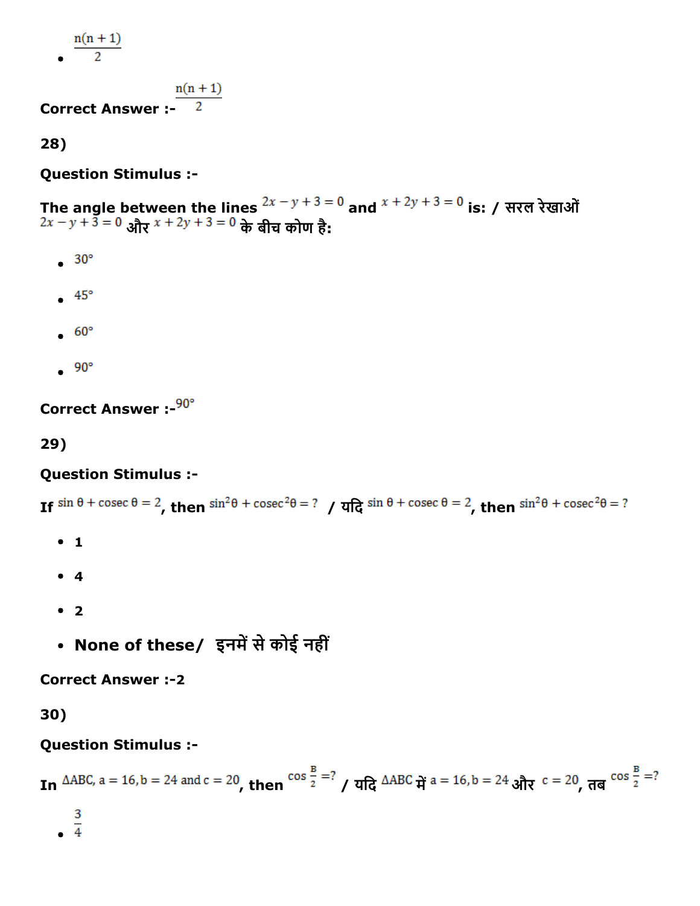- $\frac{n(n+1)}{2}$

**Correct Answer :-** $\frac{n(n+1)}{2}$

**28)**

**Question Stimulus :-**

**The angle between the lines** $2x - y + 3 = 0$ **and** $x + 2y + 3 = 0$ **is: / सरल रेखाओं** $2x - y + 3 = 0$ **और** $x + 2y + 3 = 0$ **के बीच कोण है:**

- $30°$
- $45°$
- $60°$
- $90°$

**Correct Answer :-**$90°$

**29)**

**Question Stimulus :-**

**If** $\sin\theta + \operatorname{cosec}\theta = 2$**, then** $\sin^2\theta + \operatorname{cosec}^2\theta = ?$ **/ यदि** $\sin\theta + \operatorname{cosec}\theta = 2$**, then** $\sin^2\theta + \operatorname{cosec}^2\theta = ?$

- **1**
- **4**
- **2**
- **None of these/ इनमें से कोई नहीं**

**Correct Answer :-2**

**30)**

**Question Stimulus :-**

**In** $\Delta ABC$, $a = 16, b = 24$ and $c = 20$**, then** $\cos\frac{B}{2} = ?$ **/ यदि** $\Delta ABC$ **में** $a = 16, b = 24$ **और** $c = 20$**, तब** $\cos\frac{B}{2} = ?$

- $\frac{3}{4}$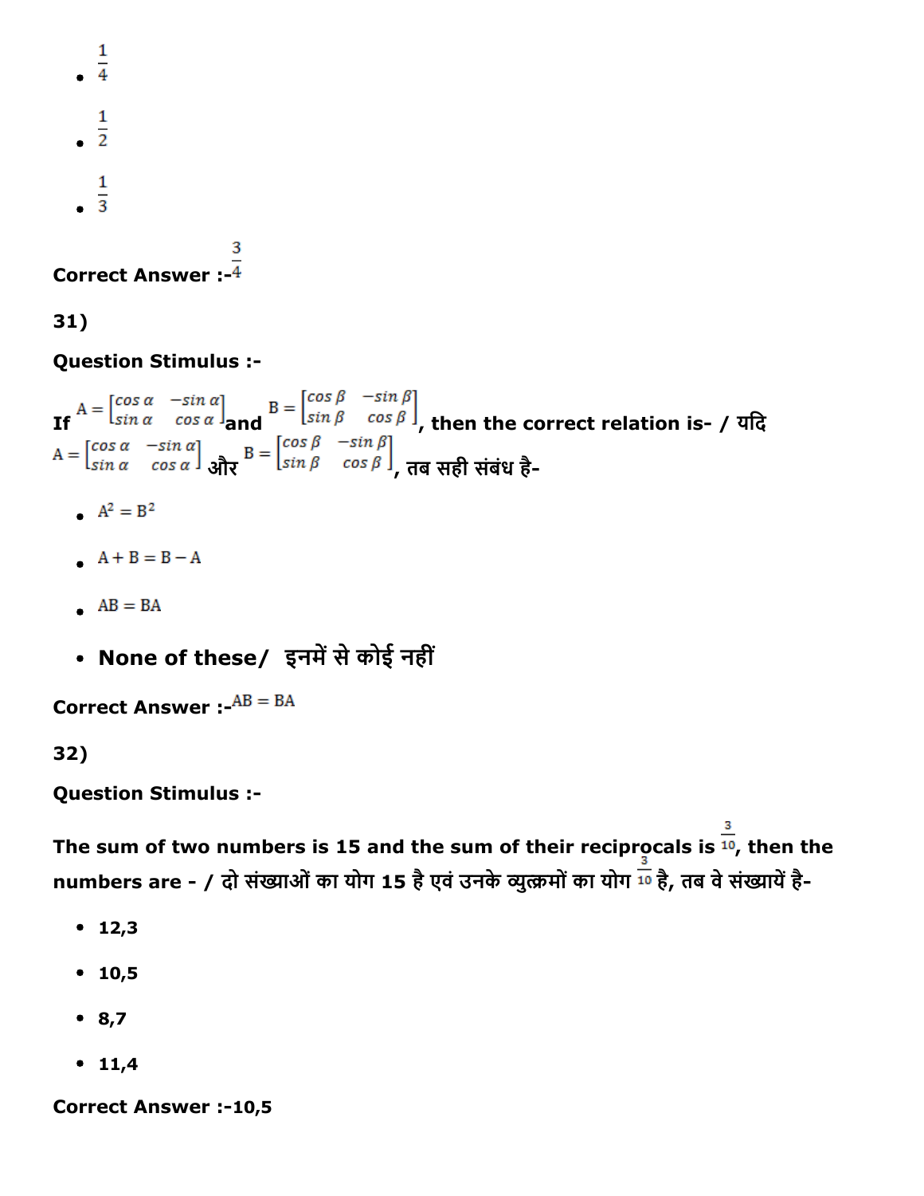- $\frac{1}{4}$
- $\frac{1}{2}$
- $\frac{1}{3}$

**Correct Answer :-** $\frac{3}{4}$

**31)**

**Question Stimulus :-**

**If** $A = \begin{bmatrix} \cos\alpha & -\sin\alpha \\ \sin\alpha & \cos\alpha \end{bmatrix}$ **and** $B = \begin{bmatrix} \cos\beta & -\sin\beta \\ \sin\beta & \cos\beta \end{bmatrix}$**, then the correct relation is- / यदि** $A = \begin{bmatrix} \cos\alpha & -\sin\alpha \\ \sin\alpha & \cos\alpha \end{bmatrix}$ **और** $B = \begin{bmatrix} \cos\beta & -\sin\beta \\ \sin\beta & \cos\beta \end{bmatrix}$**, तब सही संबंध है-**

- $A^2 = B^2$
- $A + B = B - A$
- $AB = BA$
- **None of these/ इनमें से कोई नहीं**

**Correct Answer :-** $AB = BA$

**32)**

**Question Stimulus :-**

**The sum of two numbers is 15 and the sum of their reciprocals is** $\frac{3}{10}$**, then the numbers are - / दो संख्याओं का योग 15 है एवं उनके व्युत्क्रमों का योग** $\frac{3}{10}$ **है, तब वे संख्यायें है-**

- **12,3**
- **10,5**
- **8,7**
- **11,4**

**Correct Answer :-10,5**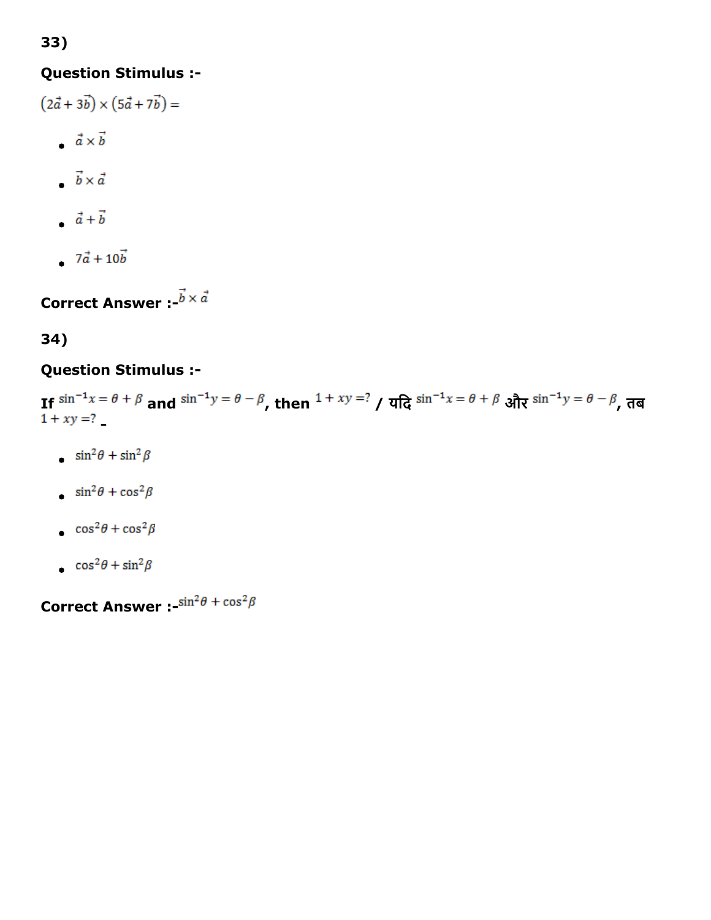### 33)

**Question Stimulus :-**

$(2\vec{a}+3\vec{b})\times(5\vec{a}+7\vec{b}) =$

- $\vec{a}\times\vec{b}$
- $\vec{b}\times\vec{a}$
- $\vec{a}+\vec{b}$
- $7\vec{a}+10\vec{b}$

**Correct Answer :-** $\vec{b}\times\vec{a}$

### 34)

**Question Stimulus :-**

**If** $\sin^{-1}x = \theta+\beta$ **and** $\sin^{-1}y = \theta-\beta$**, then** $1+xy=?$ **/ यदि** $\sin^{-1}x = \theta+\beta$ **और** $\sin^{-1}y = \theta-\beta$**, तब** $1+xy=?$ _

- $\sin^2\theta+\sin^2\beta$
- $\sin^2\theta+\cos^2\beta$
- $\cos^2\theta+\cos^2\beta$
- $\cos^2\theta+\sin^2\beta$

**Correct Answer :-** $\sin^2\theta+\cos^2\beta$